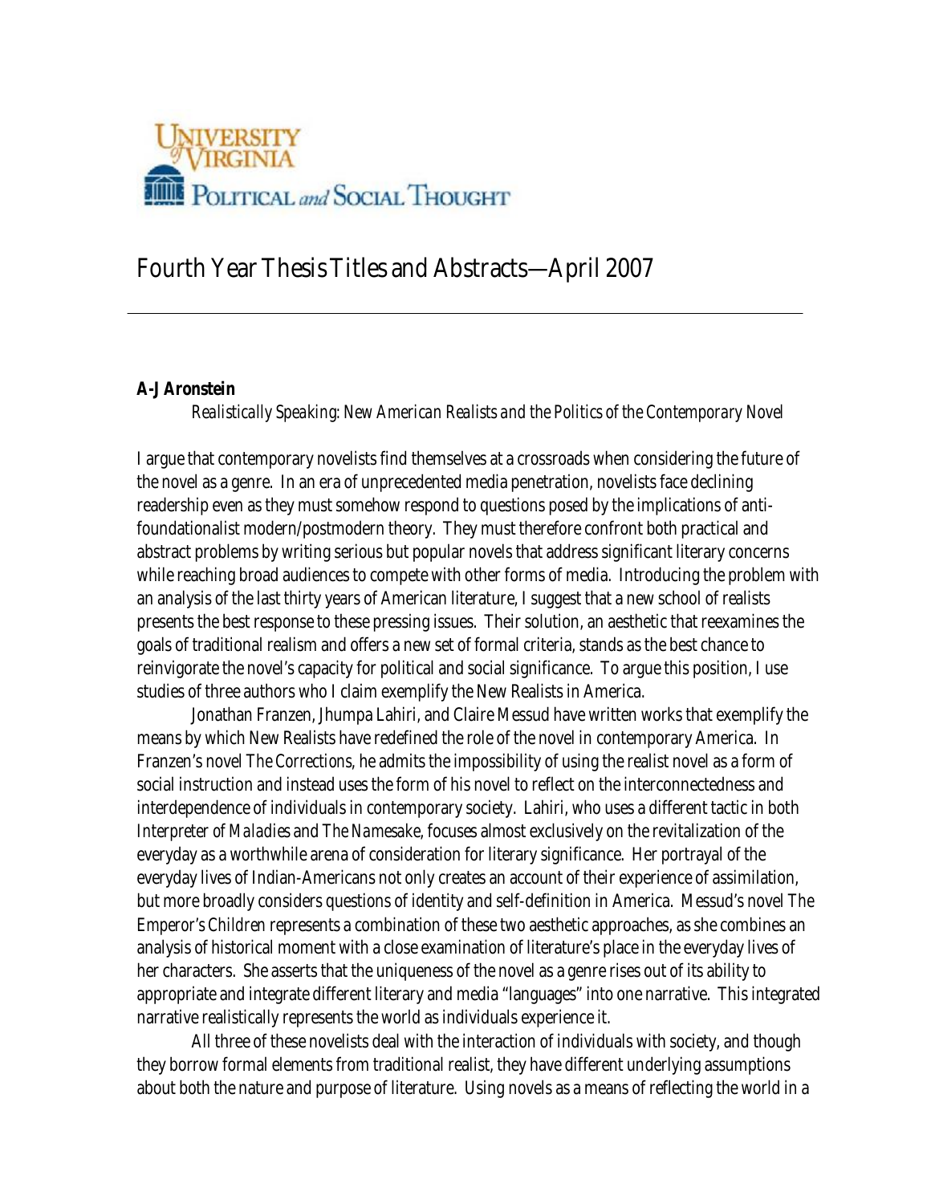University of Virginia
Political and Social Thought

# Fourth Year Thesis Titles and Abstracts—April 2007

---

***A-J Aronstein***

*Realistically Speaking: New American Realists and the Politics of the Contemporary Novel*

I argue that contemporary novelists find themselves at a crossroads when considering the future of the novel as a genre. In an era of unprecedented media penetration, novelists face declining readership even as they must somehow respond to questions posed by the implications of anti-foundationalist modern/postmodern theory. They must therefore confront both practical and abstract problems by writing serious but popular novels that address significant literary concerns while reaching broad audiences to compete with other forms of media. Introducing the problem with an analysis of the last thirty years of American literature, I suggest that a new school of realists presents the best response to these pressing issues. Their solution, an aesthetic that reexamines the goals of traditional realism and offers a new set of formal criteria, stands as the best chance to reinvigorate the novel's capacity for political and social significance. To argue this position, I use studies of three authors who I claim exemplify the New Realists in America.

Jonathan Franzen, Jhumpa Lahiri, and Claire Messud have written works that exemplify the means by which New Realists have redefined the role of the novel in contemporary America. In Franzen's novel *The Corrections*, he admits the impossibility of using the realist novel as a form of social instruction and instead uses the form of his novel to reflect on the interconnectedness and interdependence of individuals in contemporary society. Lahiri, who uses a different tactic in both *Interpreter of Maladies* and *The Namesake*, focuses almost exclusively on the revitalization of the everyday as a worthwhile arena of consideration for literary significance. Her portrayal of the everyday lives of Indian-Americans not only creates an account of their experience of assimilation, but more broadly considers questions of identity and self-definition in America. Messud's novel *The Emperor's Children* represents a combination of these two aesthetic approaches, as she combines an analysis of historical moment with a close examination of literature's place in the everyday lives of her characters. She asserts that the uniqueness of the novel as a genre rises out of its ability to appropriate and integrate different literary and media "languages" into one narrative. This integrated narrative realistically represents the world as individuals experience it.

All three of these novelists deal with the interaction of individuals with society, and though they borrow formal elements from traditional realist, they have different underlying assumptions about both the nature and purpose of literature. Using novels as a means of reflecting the world in a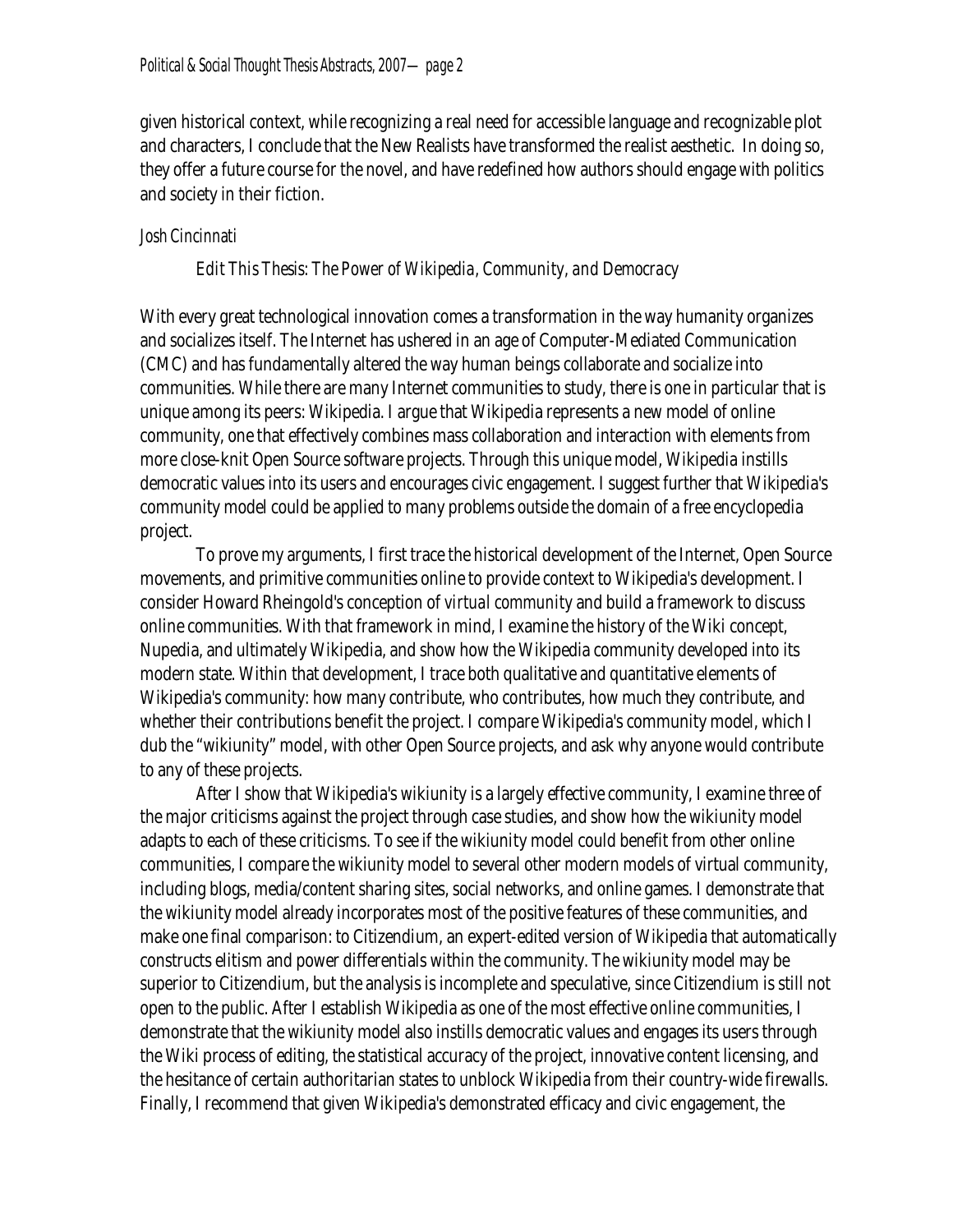given historical context, while recognizing a real need for accessible language and recognizable plot and characters, I conclude that the New Realists have transformed the realist aesthetic. In doing so, they offer a future course for the novel, and have redefined how authors should engage with politics and society in their fiction.

*Josh Cincinnati*

*Edit This Thesis: The Power of Wikipedia, Community, and Democracy*

With every great technological innovation comes a transformation in the way humanity organizes and socializes itself. The Internet has ushered in an age of Computer-Mediated Communication (CMC) and has fundamentally altered the way human beings collaborate and socialize into communities. While there are many Internet communities to study, there is one in particular that is unique among its peers: Wikipedia. I argue that Wikipedia represents a new model of online community, one that effectively combines mass collaboration and interaction with elements from more close-knit Open Source software projects. Through this unique model, Wikipedia instills democratic values into its users and encourages civic engagement. I suggest further that Wikipedia's community model could be applied to many problems outside the domain of a free encyclopedia project.

To prove my arguments, I first trace the historical development of the Internet, Open Source movements, and primitive communities online to provide context to Wikipedia's development. I consider Howard Rheingold's conception of *virtual community* and build a framework to discuss online communities. With that framework in mind, I examine the history of the Wiki concept, Nupedia, and ultimately Wikipedia, and show how the Wikipedia community developed into its modern state. Within that development, I trace both qualitative and quantitative elements of Wikipedia's community: how many contribute, who contributes, how much they contribute, and whether their contributions benefit the project. I compare Wikipedia's community model, which I dub the "wikiunity" model, with other Open Source projects, and ask why anyone would contribute to any of these projects.

After I show that Wikipedia's wikiunity is a largely effective community, I examine three of the major criticisms against the project through case studies, and show how the wikiunity model adapts to each of these criticisms. To see if the wikiunity model could benefit from other online communities, I compare the wikiunity model to several other modern models of virtual community, including blogs, media/content sharing sites, social networks, and online games. I demonstrate that the wikiunity model already incorporates most of the positive features of these communities, and make one final comparison: to Citizendium, an expert-edited version of Wikipedia that automatically constructs elitism and power differentials within the community. The wikiunity model may be superior to Citizendium, but the analysis is incomplete and speculative, since Citizendium is still not open to the public. After I establish Wikipedia as one of the most effective online communities, I demonstrate that the wikiunity model also instills democratic values and engages its users through the Wiki process of editing, the statistical accuracy of the project, innovative content licensing, and the hesitance of certain authoritarian states to unblock Wikipedia from their country-wide firewalls. Finally, I recommend that given Wikipedia's demonstrated efficacy and civic engagement, the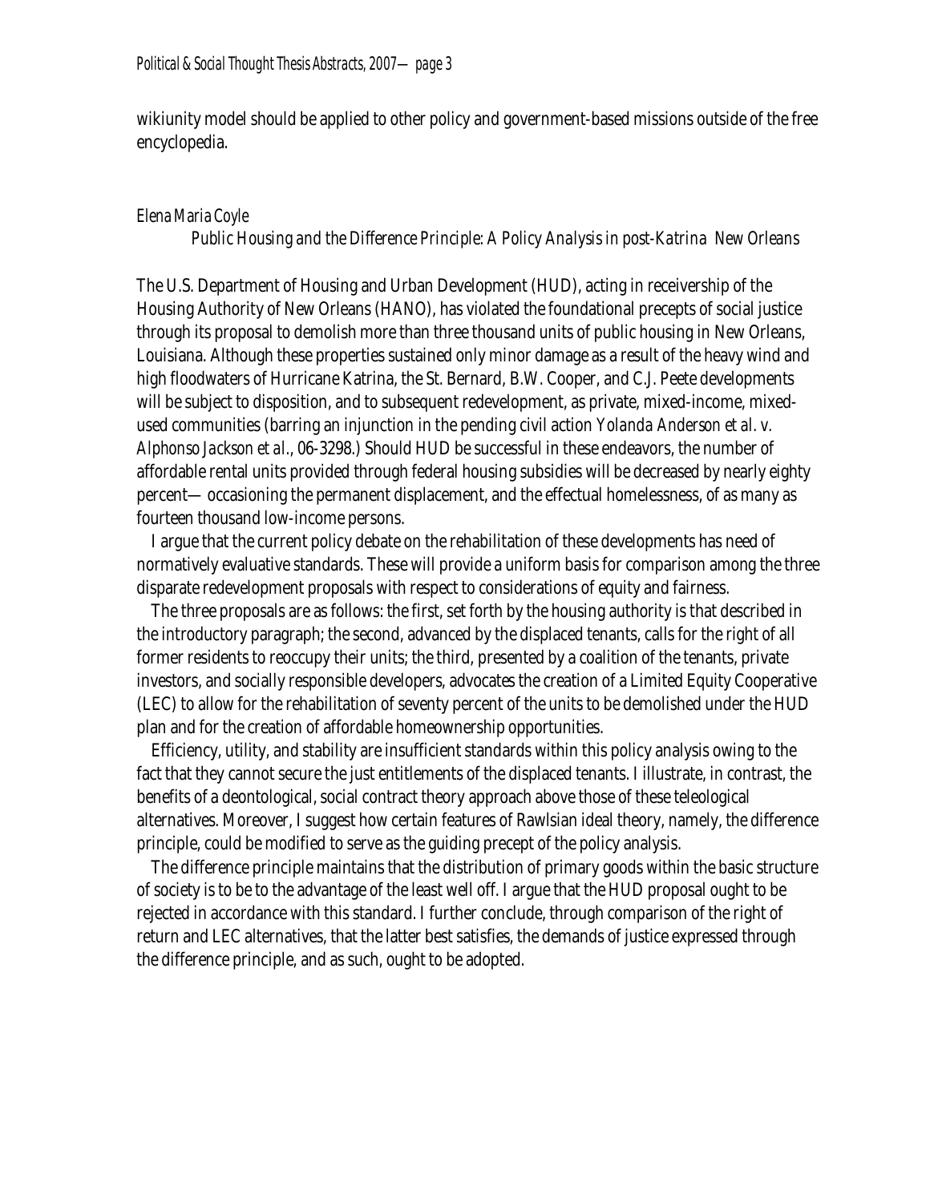wikiunity model should be applied to other policy and government-based missions outside of the free encyclopedia.

*Elena Maria Coyle*

*Public Housing and the Difference Principle: A Policy Analysis in post-Katrina New Orleans*

The U.S. Department of Housing and Urban Development (HUD), acting in receivership of the Housing Authority of New Orleans (HANO), has violated the foundational precepts of social justice through its proposal to demolish more than three thousand units of public housing in New Orleans, Louisiana. Although these properties sustained only minor damage as a result of the heavy wind and high floodwaters of Hurricane Katrina, the St. Bernard, B.W. Cooper, and C.J. Peete developments will be subject to disposition, and to subsequent redevelopment, as private, mixed-income, mixed-used communities (barring an injunction in the pending civil action *Yolanda Anderson et al. v. Alphonso Jackson et al.*, 06-3298.) Should HUD be successful in these endeavors, the number of affordable rental units provided through federal housing subsidies will be decreased by nearly eighty percent— occasioning the permanent displacement, and the effectual homelessness, of as many as fourteen thousand low-income persons.

I argue that the current policy debate on the rehabilitation of these developments has need of normatively evaluative standards. These will provide a uniform basis for comparison among the three disparate redevelopment proposals with respect to considerations of equity and fairness.

The three proposals are as follows: the first, set forth by the housing authority is that described in the introductory paragraph; the second, advanced by the displaced tenants, calls for the right of all former residents to reoccupy their units; the third, presented by a coalition of the tenants, private investors, and socially responsible developers, advocates the creation of a Limited Equity Cooperative (LEC) to allow for the rehabilitation of seventy percent of the units to be demolished under the HUD plan and for the creation of affordable homeownership opportunities.

Efficiency, utility, and stability are insufficient standards within this policy analysis owing to the fact that they cannot secure the just entitlements of the displaced tenants. I illustrate, in contrast, the benefits of a deontological, social contract theory approach above those of these teleological alternatives. Moreover, I suggest how certain features of Rawlsian ideal theory, namely, the difference principle, could be modified to serve as the guiding precept of the policy analysis.

The difference principle maintains that the distribution of primary goods within the basic structure of society is to be to the advantage of the least well off. I argue that the HUD proposal ought to be rejected in accordance with this standard. I further conclude, through comparison of the right of return and LEC alternatives, that the latter best satisfies, the demands of justice expressed through the difference principle, and as such, ought to be adopted.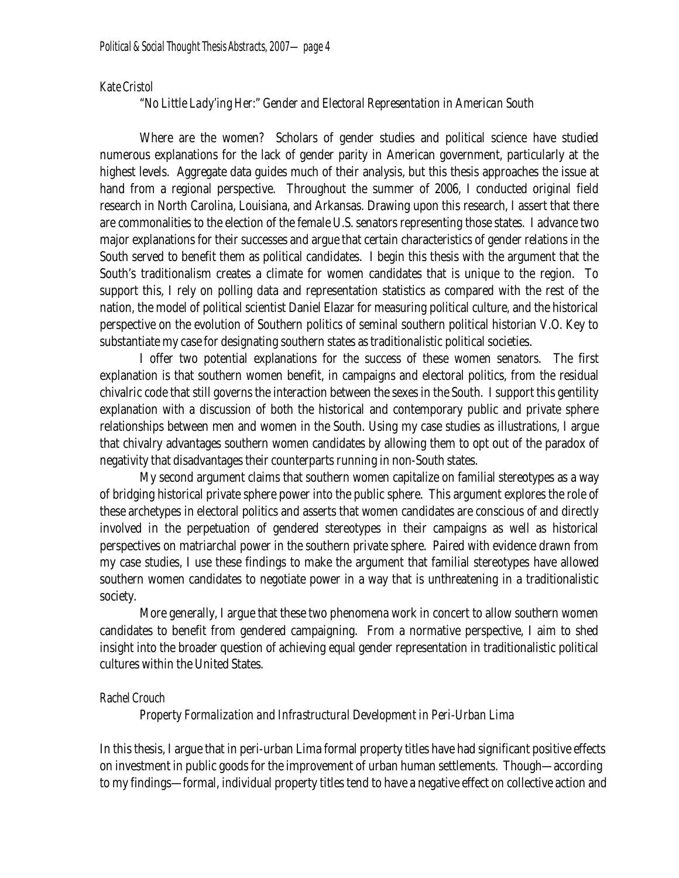*Kate Cristol*

*"No Little Lady'ing Her:" Gender and Electoral Representation in American South*

Where are the women? Scholars of gender studies and political science have studied numerous explanations for the lack of gender parity in American government, particularly at the highest levels. Aggregate data guides much of their analysis, but this thesis approaches the issue at hand from a regional perspective. Throughout the summer of 2006, I conducted original field research in North Carolina, Louisiana, and Arkansas. Drawing upon this research, I assert that there are commonalities to the election of the female U.S. senators representing those states. I advance two major explanations for their successes and argue that certain characteristics of gender relations in the South served to benefit them as political candidates. I begin this thesis with the argument that the South's traditionalism creates a climate for women candidates that is unique to the region. To support this, I rely on polling data and representation statistics as compared with the rest of the nation, the model of political scientist Daniel Elazar for measuring political culture, and the historical perspective on the evolution of Southern politics of seminal southern political historian V.O. Key to substantiate my case for designating southern states as traditionalistic political societies.

I offer two potential explanations for the success of these women senators. The first explanation is that southern women benefit, in campaigns and electoral politics, from the residual chivalric code that still governs the interaction between the sexes in the South. I support this gentility explanation with a discussion of both the historical and contemporary public and private sphere relationships between men and women in the South. Using my case studies as illustrations, I argue that chivalry advantages southern women candidates by allowing them to opt out of the paradox of negativity that disadvantages their counterparts running in non-South states.

My second argument claims that southern women capitalize on familial stereotypes as a way of bridging historical private sphere power into the public sphere. This argument explores the role of these archetypes in electoral politics and asserts that women candidates are conscious of and directly involved in the perpetuation of gendered stereotypes in their campaigns as well as historical perspectives on matriarchal power in the southern private sphere. Paired with evidence drawn from my case studies, I use these findings to make the argument that familial stereotypes have allowed southern women candidates to negotiate power in a way that is unthreatening in a traditionalistic society.

More generally, I argue that these two phenomena work in concert to allow southern women candidates to benefit from gendered campaigning. From a normative perspective, I aim to shed insight into the broader question of achieving equal gender representation in traditionalistic political cultures within the United States.

*Rachel Crouch*

*Property Formalization and Infrastructural Development in Peri-Urban Lima*

In this thesis, I argue that in peri-urban Lima formal property titles have had significant positive effects on investment in public goods for the improvement of urban human settlements. Though—according to my findings—formal, individual property titles tend to have a negative effect on collective action and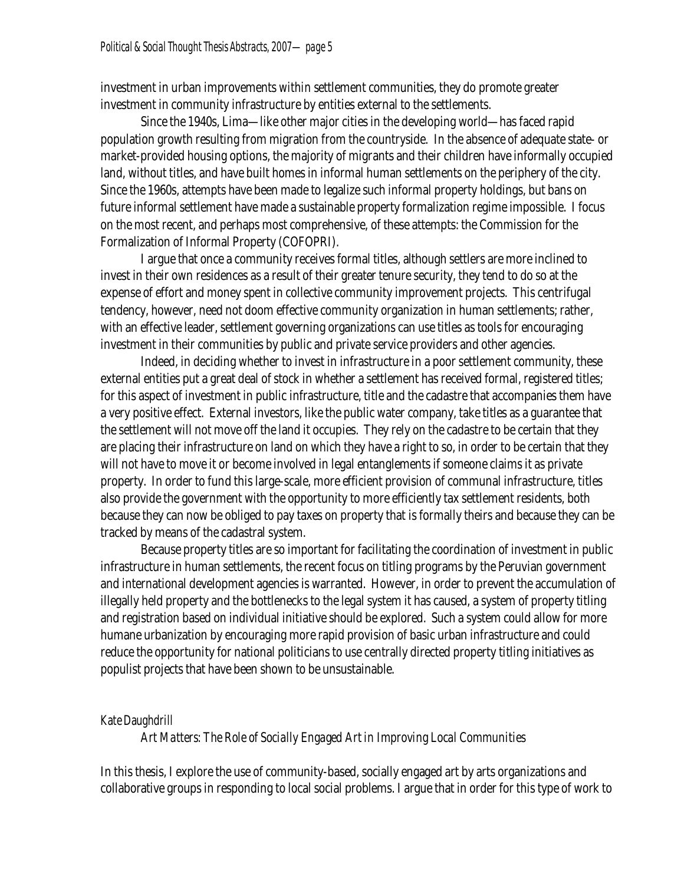investment in urban improvements *within* settlement communities, they do promote greater investment in community infrastructure by entities external to the settlements.

Since the 1940s, Lima—like other major cities in the developing world—has faced rapid population growth resulting from migration from the countryside. In the absence of adequate state- or market-provided housing options, the majority of migrants and their children have informally occupied land, without titles, and have built homes in informal human settlements on the periphery of the city. Since the 1960s, attempts have been made to legalize such informal property holdings, but bans on future informal settlement have made a sustainable property formalization regime impossible. I focus on the most recent, and perhaps most comprehensive, of these attempts: the Commission for the Formalization of Informal Property (COFOPRI).

I argue that once a community receives formal titles, although settlers are more inclined to invest in their own residences as a result of their greater tenure security, they tend to do so at the expense of effort and money spent in collective community improvement projects. This centrifugal tendency, however, need not doom effective community organization in human settlements; rather, with an effective leader, settlement governing organizations can use titles as tools for encouraging investment in their communities by public and private service providers and other agencies.

Indeed, in deciding whether to invest in infrastructure in a poor settlement community, these external entities put a great deal of stock in whether a settlement has received formal, registered titles; for this aspect of investment in public infrastructure, title and the cadastre that accompanies them have a very positive effect. External investors, like the public water company, take titles as a guarantee that the settlement will not move off the land it occupies. They rely on the cadastre to be certain that they are placing their infrastructure on land on which they have a right to so, in order to be certain that they will not have to move it or become involved in legal entanglements if someone claims it as private property. In order to fund this large-scale, more efficient provision of communal infrastructure, titles also provide the government with the opportunity to more efficiently tax settlement residents, both because they can now be obliged to pay taxes on property that is formally theirs and because they can be tracked by means of the cadastral system.

Because property titles are so important for facilitating the coordination of investment in public infrastructure in human settlements, the recent focus on titling programs by the Peruvian government and international development agencies is warranted. However, in order to prevent the accumulation of illegally held property and the bottlenecks to the legal system it has caused, a system of property titling and registration based on individual initiative should be explored. Such a system could allow for more humane urbanization by encouraging more rapid provision of basic urban infrastructure and could reduce the opportunity for national politicians to use centrally directed property titling initiatives as populist projects that have been shown to be unsustainable.

*Kate Daughdrill*

*Art Matters: The Role of Socially Engaged Art in Improving Local Communities*

In this thesis, I explore the use of community-based, socially engaged art by arts organizations and collaborative groups in responding to local social problems. I argue that in order for this type of work to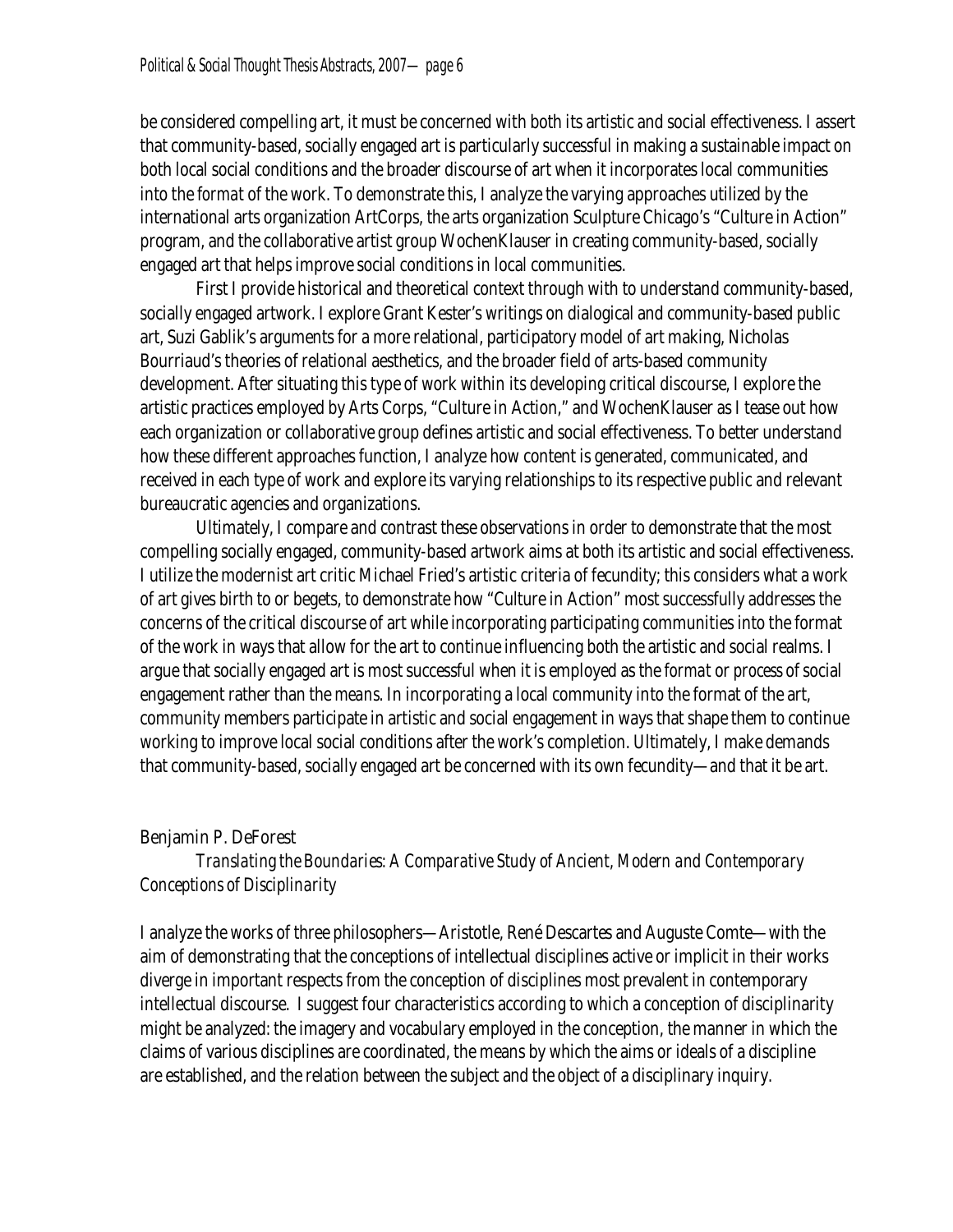be considered compelling art, it must be concerned with both its artistic and social effectiveness. I assert that community-based, socially engaged art is particularly successful in making a sustainable impact on both local social conditions and the broader discourse of art when it incorporates local communities into the *format* of the work. To demonstrate this, I analyze the varying approaches utilized by the international arts organization ArtCorps, the arts organization Sculpture Chicago's "Culture in Action" program, and the collaborative artist group WochenKlauser in creating community-based, socially engaged art that helps improve social conditions in local communities.

First I provide historical and theoretical context through with to understand community-based, socially engaged artwork. I explore Grant Kester's writings on dialogical and community-based public art, Suzi Gablik's arguments for a more relational, participatory model of art making, Nicholas Bourriaud's theories of relational aesthetics, and the broader field of arts-based community development. After situating this type of work within its developing critical discourse, I explore the artistic practices employed by Arts Corps, "Culture in Action," and WochenKlauser as I tease out how each organization or collaborative group defines artistic and social effectiveness. To better understand how these different approaches function, I analyze how content is generated, communicated, and received in each type of work and explore its varying relationships to its respective public and relevant bureaucratic agencies and organizations.

Ultimately, I compare and contrast these observations in order to demonstrate that the most compelling socially engaged, community-based artwork aims at both its artistic and social effectiveness. I utilize the modernist art critic Michael Fried's artistic criteria of fecundity; this considers what a work of art gives birth to or begets, to demonstrate how "Culture in Action" most successfully addresses the concerns of the critical discourse of art while incorporating participating communities into the format of the work in ways that allow for the art to continue influencing both the artistic and social realms. I argue that socially engaged art is most successful when it is employed as the *format* or *process* of social engagement rather than the *means*. In incorporating a local community into the format of the art, community members participate in artistic and social engagement in ways that shape them to continue working to improve local social conditions after the work's completion. Ultimately, I make demands that community-based, socially engaged art be concerned with its own fecundity—and that it be art.

Benjamin P. DeForest

*Translating the Boundaries: A Comparative Study of Ancient, Modern and Contemporary Conceptions of Disciplinarity*

I analyze the works of three philosophers—Aristotle, René Descartes and Auguste Comte—with the aim of demonstrating that the conceptions of intellectual disciplines active or implicit in their works diverge in important respects from the conception of disciplines most prevalent in contemporary intellectual discourse. I suggest four characteristics according to which a conception of disciplinarity might be analyzed: the imagery and vocabulary employed in the conception, the manner in which the claims of various disciplines are coordinated, the means by which the aims or ideals of a discipline are established, and the relation between the subject and the object of a disciplinary inquiry.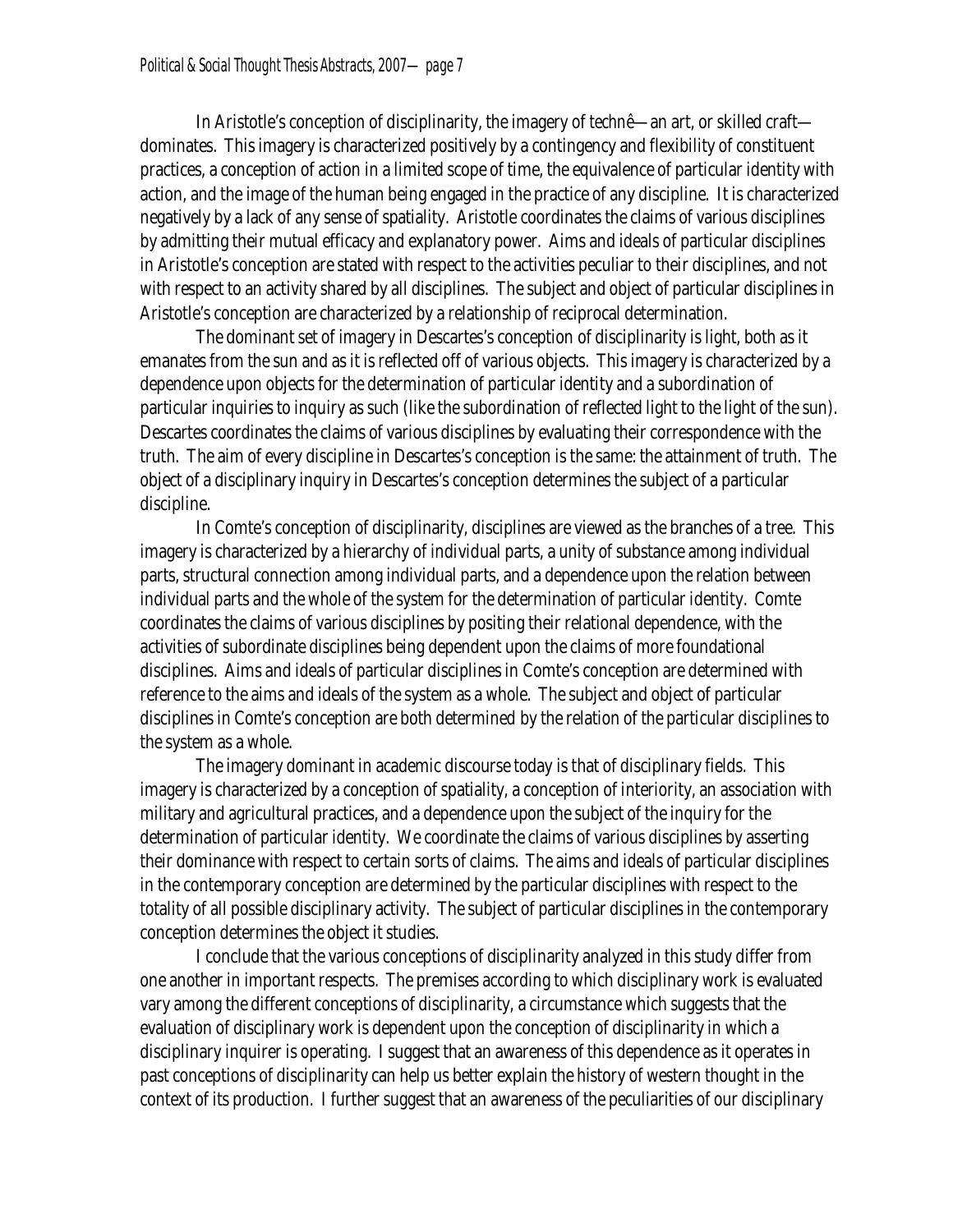In Aristotle's conception of disciplinarity, the imagery of *technê*—an art, or skilled craft—dominates. This imagery is characterized positively by a contingency and flexibility of constituent practices, a conception of action in a limited scope of time, the equivalence of particular identity with action, and the image of the human being engaged in the practice of any discipline. It is characterized negatively by a lack of any sense of spatiality. Aristotle coordinates the claims of various disciplines by admitting their mutual efficacy and explanatory power. Aims and ideals of particular disciplines in Aristotle's conception are stated with respect to the activities peculiar to their disciplines, and not with respect to an activity shared by all disciplines. The subject and object of particular disciplines in Aristotle's conception are characterized by a relationship of reciprocal determination.

The dominant set of imagery in Descartes's conception of disciplinarity is light, both as it emanates from the sun and as it is reflected off of various objects. This imagery is characterized by a dependence upon objects for the determination of particular identity and a subordination of particular inquiries to inquiry as such (like the subordination of reflected light to the light of the sun). Descartes coordinates the claims of various disciplines by evaluating their correspondence with the truth. The aim of every discipline in Descartes's conception is the same: the attainment of truth. The object of a disciplinary inquiry in Descartes's conception determines the subject of a particular discipline.

In Comte's conception of disciplinarity, disciplines are viewed as the branches of a tree. This imagery is characterized by a hierarchy of individual parts, a unity of substance among individual parts, structural connection among individual parts, and a dependence upon the relation between individual parts and the whole of the system for the determination of particular identity. Comte coordinates the claims of various disciplines by positing their relational dependence, with the activities of subordinate disciplines being dependent upon the claims of more foundational disciplines. Aims and ideals of particular disciplines in Comte's conception are determined with reference to the aims and ideals of the system as a whole. The subject and object of particular disciplines in Comte's conception are both determined by the relation of the particular disciplines to the system as a whole.

The imagery dominant in academic discourse today is that of disciplinary fields. This imagery is characterized by a conception of spatiality, a conception of interiority, an association with military and agricultural practices, and a dependence upon the subject of the inquiry for the determination of particular identity. We coordinate the claims of various disciplines by asserting their dominance with respect to certain sorts of claims. The aims and ideals of particular disciplines in the contemporary conception are determined by the particular disciplines with respect to the totality of all possible disciplinary activity. The subject of particular disciplines in the contemporary conception determines the object it studies.

I conclude that the various conceptions of disciplinarity analyzed in this study differ from one another in important respects. The premises according to which disciplinary work is evaluated vary among the different conceptions of disciplinarity, a circumstance which suggests that the evaluation of disciplinary work is dependent upon the conception of disciplinarity in which a disciplinary inquirer is operating. I suggest that an awareness of this dependence as it operates in past conceptions of disciplinarity can help us better explain the history of western thought in the context of its production. I further suggest that an awareness of the peculiarities of our disciplinary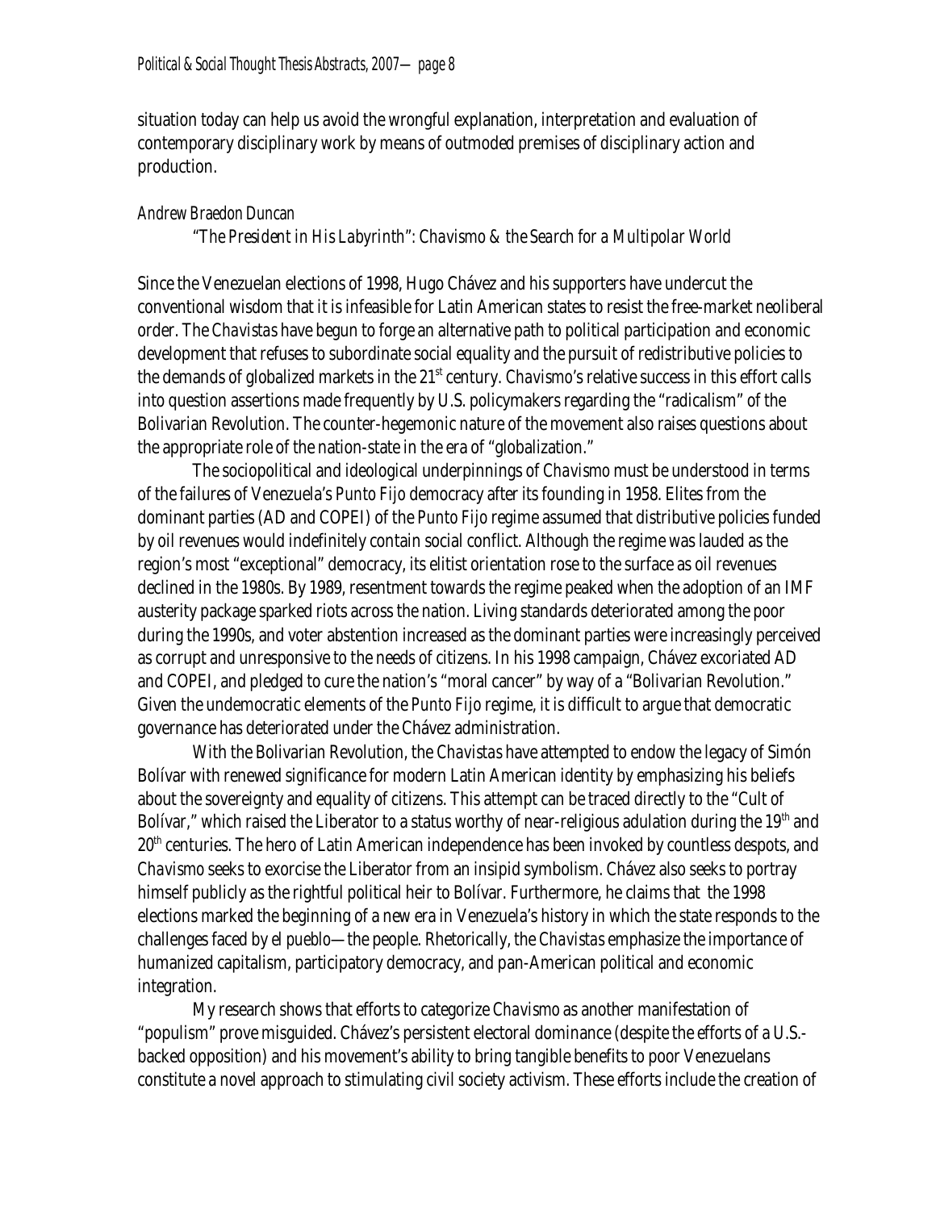situation today can help us avoid the wrongful explanation, interpretation and evaluation of contemporary disciplinary work by means of outmoded premises of disciplinary action and production.

*Andrew Braedon Duncan*

*"The President in His Labyrinth": Chavismo & the Search for a Multipolar World*

Since the Venezuelan elections of 1998, Hugo Chávez and his supporters have undercut the conventional wisdom that it is infeasible for Latin American states to resist the free-market neoliberal order. The *Chavistas* have begun to forge an alternative path to political participation and economic development that refuses to subordinate social equality and the pursuit of redistributive policies to the demands of globalized markets in the 21st century. *Chavismo*'s relative success in this effort calls into question assertions made frequently by U.S. policymakers regarding the "radicalism" of the Bolivarian Revolution. The counter-hegemonic nature of the movement also raises questions about the appropriate role of the nation-state in the era of "globalization."

The sociopolitical and ideological underpinnings of *Chavismo* must be understood in terms of the failures of Venezuela's *Punto Fijo* democracy after its founding in 1958. Elites from the dominant parties (AD and COPEI) of the *Punto Fijo* regime assumed that distributive policies funded by oil revenues would indefinitely contain social conflict. Although the regime was lauded as the region's most "exceptional" democracy, its elitist orientation rose to the surface as oil revenues declined in the 1980s. By 1989, resentment towards the regime peaked when the adoption of an IMF austerity package sparked riots across the nation. Living standards deteriorated among the poor during the 1990s, and voter abstention increased as the dominant parties were increasingly perceived as corrupt and unresponsive to the needs of citizens. In his 1998 campaign, Chávez excoriated AD and COPEI, and pledged to cure the nation's "moral cancer" by way of a "Bolivarian Revolution." Given the undemocratic elements of the *Punto Fijo* regime, it is difficult to argue that democratic governance has deteriorated under the Chávez administration.

With the Bolivarian Revolution, the *Chavistas* have attempted to endow the legacy of Simón Bolívar with renewed significance for modern Latin American identity by emphasizing his beliefs about the sovereignty and equality of citizens. This attempt can be traced directly to the "Cult of Bolívar," which raised the Liberator to a status worthy of near-religious adulation during the 19th and 20th centuries. The hero of Latin American independence has been invoked by countless despots, and *Chavismo* seeks to exorcise the Liberator from an insipid symbolism. Chávez also seeks to portray himself publicly as the rightful political heir to Bolívar. Furthermore, he claims that the 1998 elections marked the beginning of a new era in Venezuela's history in which the state responds to the challenges faced by *el pueblo*—the people. Rhetorically, the *Chavistas* emphasize the importance of humanized capitalism, participatory democracy, and pan-American political and economic integration.

My research shows that efforts to categorize *Chavismo* as another manifestation of "populism" prove misguided. Chávez's persistent electoral dominance (despite the efforts of a U.S.-backed opposition) and his movement's ability to bring tangible benefits to poor Venezuelans constitute a novel approach to stimulating civil society activism. These efforts include the creation of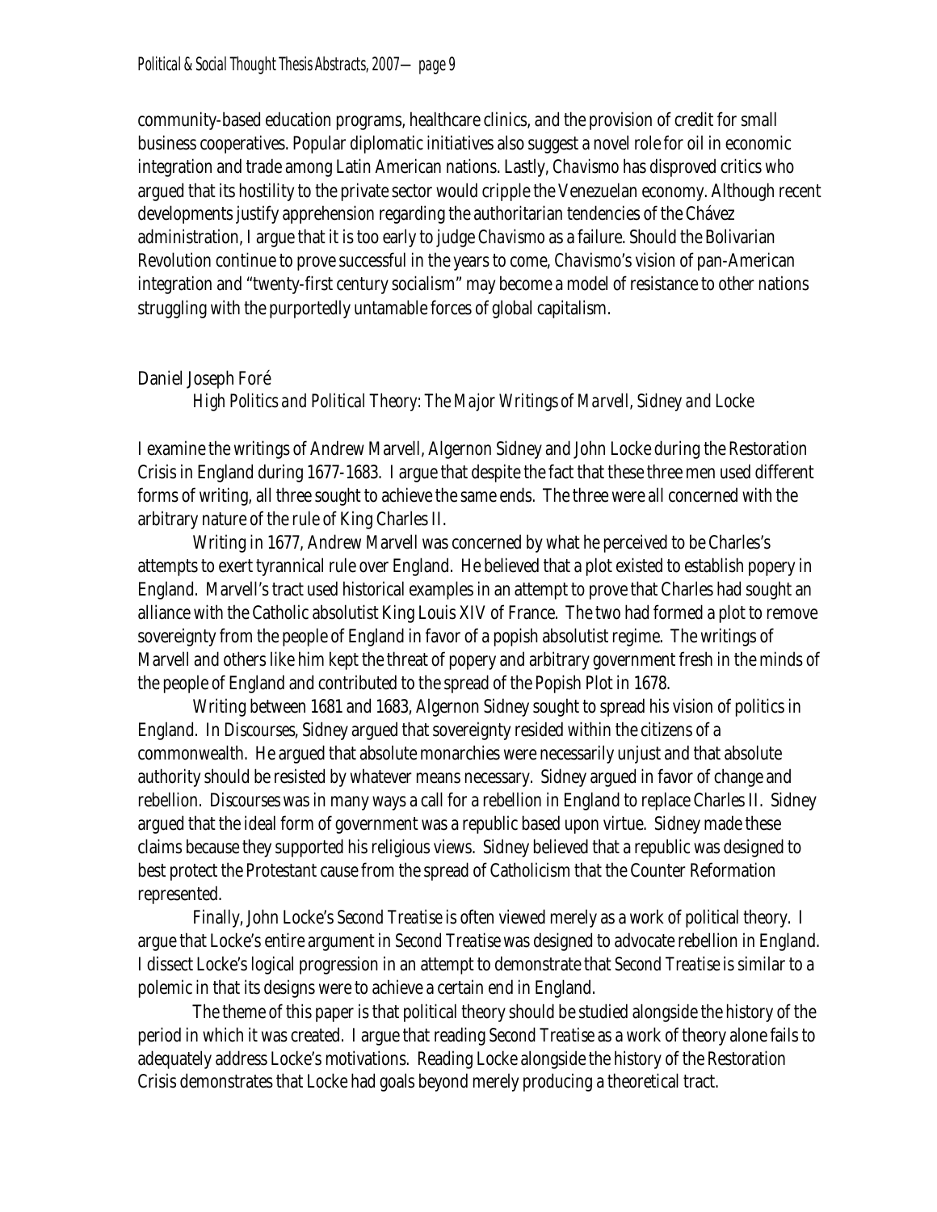community-based education programs, healthcare clinics, and the provision of credit for small business cooperatives. Popular diplomatic initiatives also suggest a novel role for oil in economic integration and trade among Latin American nations. Lastly, *Chavismo* has disproved critics who argued that its hostility to the private sector would cripple the Venezuelan economy. Although recent developments justify apprehension regarding the authoritarian tendencies of the Chávez administration, I argue that it is too early to judge *Chavismo* as a failure. Should the Bolivarian Revolution continue to prove successful in the years to come, *Chavismo*'s vision of pan-American integration and "twenty-first century socialism" may become a model of resistance to other nations struggling with the purportedly untamable forces of global capitalism.

Daniel Joseph Foré

*High Politics and Political Theory: The Major Writings of Marvell, Sidney and Locke*

I examine the writings of Andrew Marvell, Algernon Sidney and John Locke during the Restoration Crisis in England during 1677-1683. I argue that despite the fact that these three men used different forms of writing, all three sought to achieve the same ends. The three were all concerned with the arbitrary nature of the rule of King Charles II.

Writing in 1677, Andrew Marvell was concerned by what he perceived to be Charles's attempts to exert tyrannical rule over England. He believed that a plot existed to establish popery in England. Marvell's tract used historical examples in an attempt to prove that Charles had sought an alliance with the Catholic absolutist King Louis XIV of France. The two had formed a plot to remove sovereignty from the people of England in favor of a popish absolutist regime. The writings of Marvell and others like him kept the threat of popery and arbitrary government fresh in the minds of the people of England and contributed to the spread of the Popish Plot in 1678.

Writing between 1681 and 1683, Algernon Sidney sought to spread his vision of politics in England. In *Discourses*, Sidney argued that sovereignty resided within the citizens of a commonwealth. He argued that absolute monarchies were necessarily unjust and that absolute authority should be resisted by whatever means necessary. Sidney argued in favor of change and rebellion. *Discourses* was in many ways a call for a rebellion in England to replace Charles II. Sidney argued that the ideal form of government was a republic based upon virtue. Sidney made these claims because they supported his religious views. Sidney believed that a republic was designed to best protect the Protestant cause from the spread of Catholicism that the Counter Reformation represented.

Finally, John Locke's *Second Treatise* is often viewed merely as a work of political theory. I argue that Locke's entire argument in *Second Treatise* was designed to advocate rebellion in England. I dissect Locke's logical progression in an attempt to demonstrate that *Second Treatise* is similar to a polemic in that its designs were to achieve a certain end in England.

The theme of this paper is that political theory should be studied alongside the history of the period in which it was created. I argue that reading *Second Treatise* as a work of theory alone fails to adequately address Locke's motivations. Reading Locke alongside the history of the Restoration Crisis demonstrates that Locke had goals beyond merely producing a theoretical tract.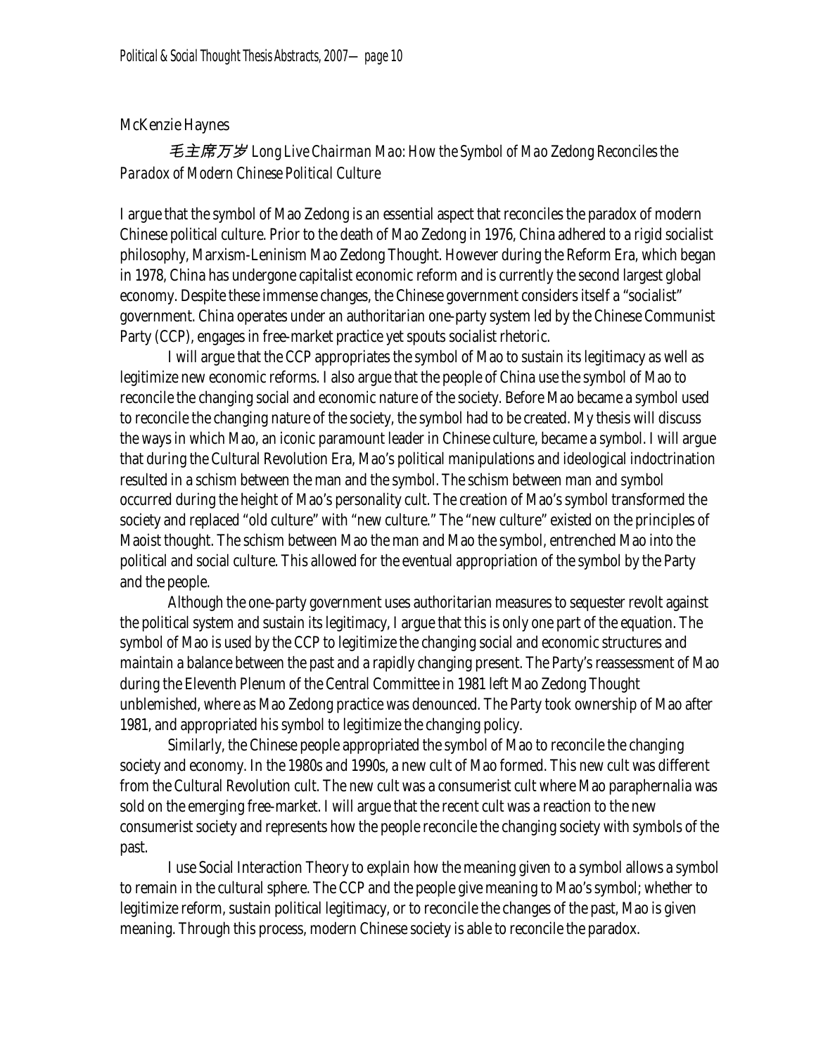McKenzie Haynes

*毛主席万岁 Long Live Chairman Mao: How the Symbol of Mao Zedong Reconciles the Paradox of Modern Chinese Political Culture*

I argue that the symbol of Mao Zedong is an essential aspect that reconciles the paradox of modern Chinese political culture. Prior to the death of Mao Zedong in 1976, China adhered to a rigid socialist philosophy, Marxism-Leninism Mao Zedong Thought. However during the Reform Era, which began in 1978, China has undergone capitalist economic reform and is currently the second largest global economy. Despite these immense changes, the Chinese government considers itself a "socialist" government. China operates under an authoritarian one-party system led by the Chinese Communist Party (CCP), engages in free-market practice yet spouts socialist rhetoric.

I will argue that the CCP appropriates the symbol of Mao to sustain its legitimacy as well as legitimize new economic reforms. I also argue that the people of China use the symbol of Mao to reconcile the changing social and economic nature of the society. Before Mao became a symbol used to reconcile the changing nature of the society, the symbol had to be created. My thesis will discuss the ways in which Mao, an iconic paramount leader in Chinese culture, became a symbol. I will argue that during the Cultural Revolution Era, Mao's political manipulations and ideological indoctrination resulted in a schism between the man and the symbol. The schism between man and symbol occurred during the height of Mao's personality cult. The creation of Mao's symbol transformed the society and replaced "old culture" with "new culture." The "new culture" existed on the principles of Maoist thought. The schism between Mao the man and Mao the symbol, entrenched Mao into the political and social culture. This allowed for the eventual appropriation of the symbol by the Party and the people.

Although the one-party government uses authoritarian measures to sequester revolt against the political system and sustain its legitimacy, I argue that this is only one part of the equation. The symbol of Mao is used by the CCP to legitimize the changing social and economic structures and maintain a balance between the past and a rapidly changing present. The Party's reassessment of Mao during the Eleventh Plenum of the Central Committee in 1981 left Mao Zedong Thought unblemished, where as Mao Zedong practice was denounced. The Party took ownership of Mao after 1981, and appropriated his symbol to legitimize the changing policy.

Similarly, the Chinese people appropriated the symbol of Mao to reconcile the changing society and economy. In the 1980s and 1990s, a new cult of Mao formed. This new cult was different from the Cultural Revolution cult. The new cult was a consumerist cult where Mao paraphernalia was sold on the emerging free-market. I will argue that the recent cult was a reaction to the new consumerist society and represents how the people reconcile the changing society with symbols of the past.

I use Social Interaction Theory to explain how the meaning given to a symbol allows a symbol to remain in the cultural sphere. The CCP and the people give meaning to Mao's symbol; whether to legitimize reform, sustain political legitimacy, or to reconcile the changes of the past, Mao is given meaning. Through this process, modern Chinese society is able to reconcile the paradox.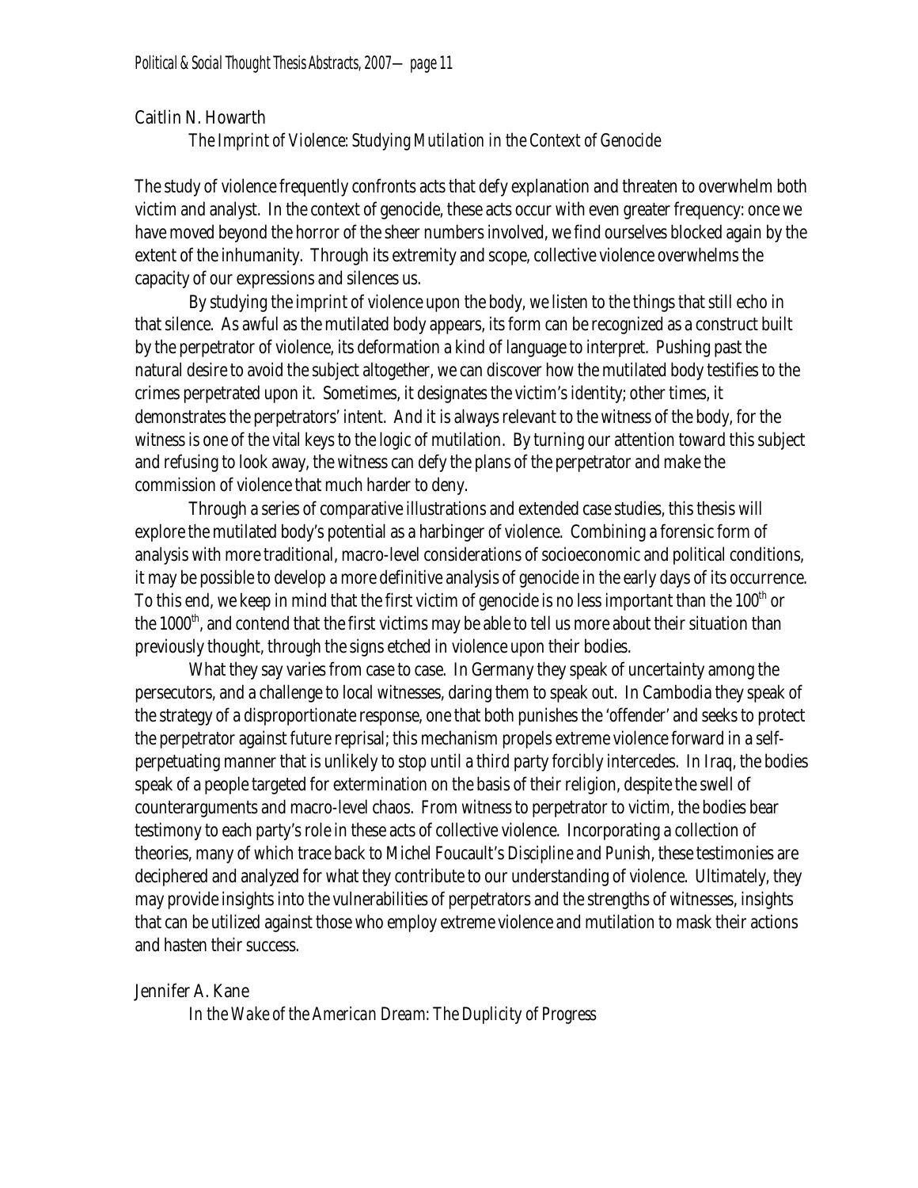Caitlin N. Howarth

*The Imprint of Violence: Studying Mutilation in the Context of Genocide*

The study of violence frequently confronts acts that defy explanation and threaten to overwhelm both victim and analyst. In the context of genocide, these acts occur with even greater frequency: once we have moved beyond the horror of the sheer numbers involved, we find ourselves blocked again by the extent of the inhumanity. Through its extremity and scope, collective violence overwhelms the capacity of our expressions and silences us.

By studying the imprint of violence upon the body, we listen to the things that still echo in that silence. As awful as the mutilated body appears, its form can be recognized as a construct built by the perpetrator of violence, its deformation a kind of language to interpret. Pushing past the natural desire to avoid the subject altogether, we can discover how the mutilated body testifies to the crimes perpetrated upon it. Sometimes, it designates the victim's identity; other times, it demonstrates the perpetrators' intent. And it is always relevant to the witness of the body, for the witness is one of the vital keys to the logic of mutilation. By turning our attention toward this subject and refusing to look away, the witness can defy the plans of the perpetrator and make the commission of violence that much harder to deny.

Through a series of comparative illustrations and extended case studies, this thesis will explore the mutilated body's potential as a harbinger of violence. Combining a forensic form of analysis with more traditional, macro-level considerations of socioeconomic and political conditions, it may be possible to develop a more definitive analysis of genocide in the early days of its occurrence. To this end, we keep in mind that the first victim of genocide is no less important than the 100th or the 1000th, and contend that the first victims may be able to tell us more about their situation than previously thought, through the signs etched in violence upon their bodies.

What they say varies from case to case. In Germany they speak of uncertainty among the persecutors, and a challenge to local witnesses, daring them to speak out. In Cambodia they speak of the strategy of a disproportionate response, one that both punishes the 'offender' and seeks to protect the perpetrator against future reprisal; this mechanism propels extreme violence forward in a self-perpetuating manner that is unlikely to stop until a third party forcibly intercedes. In Iraq, the bodies speak of a people targeted for extermination on the basis of their religion, despite the swell of counterarguments and macro-level chaos. From witness to perpetrator to victim, the bodies bear testimony to each party's role in these acts of collective violence. Incorporating a collection of theories, many of which trace back to Michel Foucault's *Discipline and Punish*, these testimonies are deciphered and analyzed for what they contribute to our understanding of violence. Ultimately, they may provide insights into the vulnerabilities of perpetrators and the strengths of witnesses, insights that can be utilized against those who employ extreme violence and mutilation to mask their actions and hasten their success.

Jennifer A. Kane

*In the Wake of the American Dream: The Duplicity of Progress*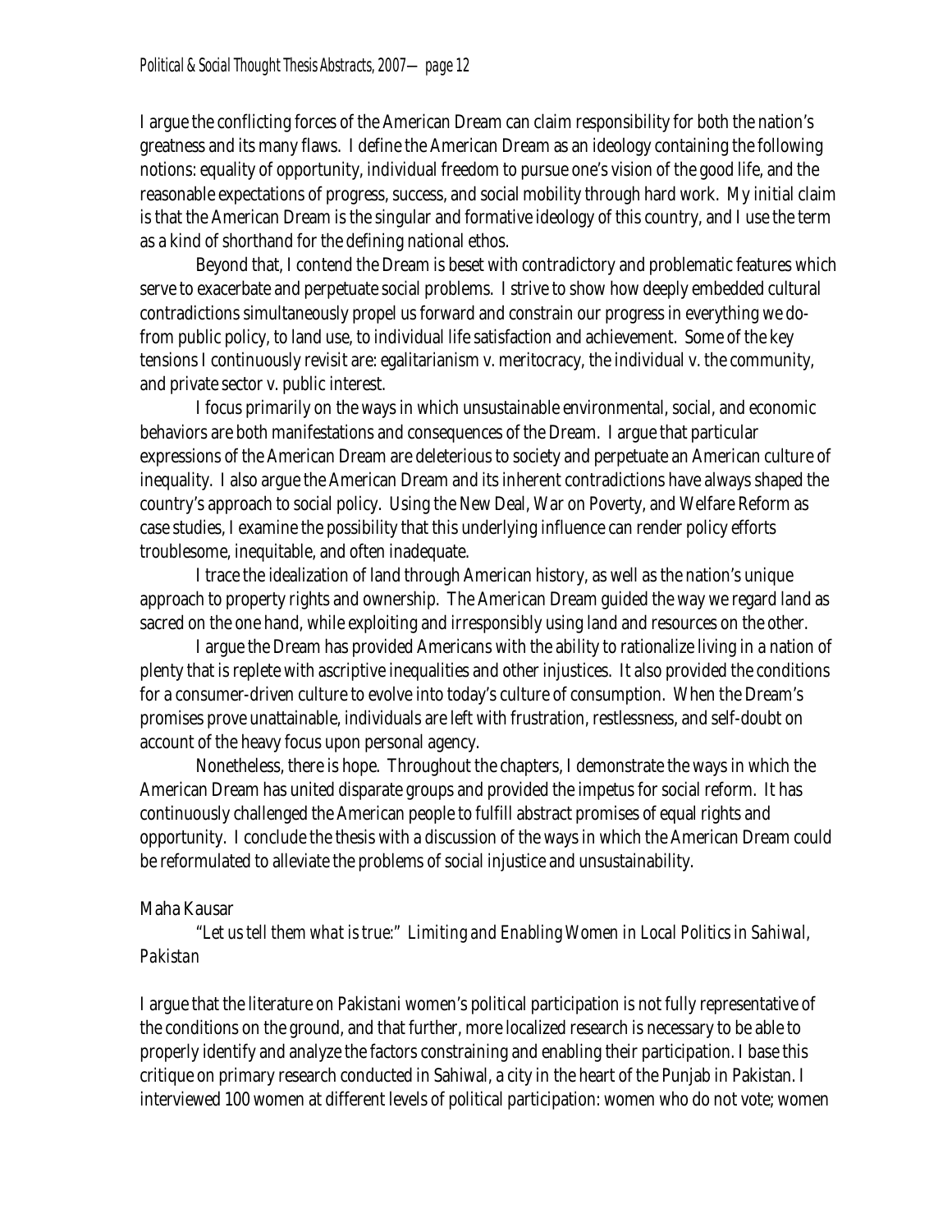I argue the conflicting forces of the American Dream can claim responsibility for both the nation's greatness and its many flaws. I define the American Dream as an ideology containing the following notions: equality of opportunity, individual freedom to pursue one's vision of the good life, and the reasonable expectations of progress, success, and social mobility through hard work. My initial claim is that the American Dream is the singular and formative ideology of this country, and I use the term as a kind of shorthand for the defining national ethos.

Beyond that, I contend the Dream is beset with contradictory and problematic features which serve to exacerbate and perpetuate social problems. I strive to show how deeply embedded cultural contradictions simultaneously propel us forward and constrain our progress in everything we do-from public policy, to land use, to individual life satisfaction and achievement. Some of the key tensions I continuously revisit are: egalitarianism v. meritocracy, the individual v. the community, and private sector v. public interest.

I focus primarily on the ways in which unsustainable environmental, social, and economic behaviors are both manifestations and consequences of the Dream. I argue that particular expressions of the American Dream are deleterious to society and perpetuate an American culture of inequality. I also argue the American Dream and its inherent contradictions have always shaped the country's approach to social policy. Using the New Deal, War on Poverty, and Welfare Reform as case studies, I examine the possibility that this underlying influence can render policy efforts troublesome, inequitable, and often inadequate.

I trace the idealization of land through American history, as well as the nation's unique approach to property rights and ownership. The American Dream guided the way we regard land as sacred on the one hand, while exploiting and irresponsibly using land and resources on the other.

I argue the Dream has provided Americans with the ability to rationalize living in a nation of plenty that is replete with ascriptive inequalities and other injustices. It also provided the conditions for a consumer-driven culture to evolve into today's culture of consumption. When the Dream's promises prove unattainable, individuals are left with frustration, restlessness, and self-doubt on account of the heavy focus upon personal agency.

Nonetheless, there is hope. Throughout the chapters, I demonstrate the ways in which the American Dream has united disparate groups and provided the impetus for social reform. It has continuously challenged the American people to fulfill abstract promises of equal rights and opportunity. I conclude the thesis with a discussion of the ways in which the American Dream could be reformulated to alleviate the problems of social injustice and unsustainability.

Maha Kausar

*"Let us tell them what is true:" Limiting and Enabling Women in Local Politics in Sahiwal, Pakistan*

I argue that the literature on Pakistani women's political participation is not fully representative of the conditions on the ground, and that further, more localized research is necessary to be able to properly identify and analyze the factors constraining and enabling their participation. I base this critique on primary research conducted in Sahiwal, a city in the heart of the Punjab in Pakistan. I interviewed 100 women at different levels of political participation: women who do not vote; women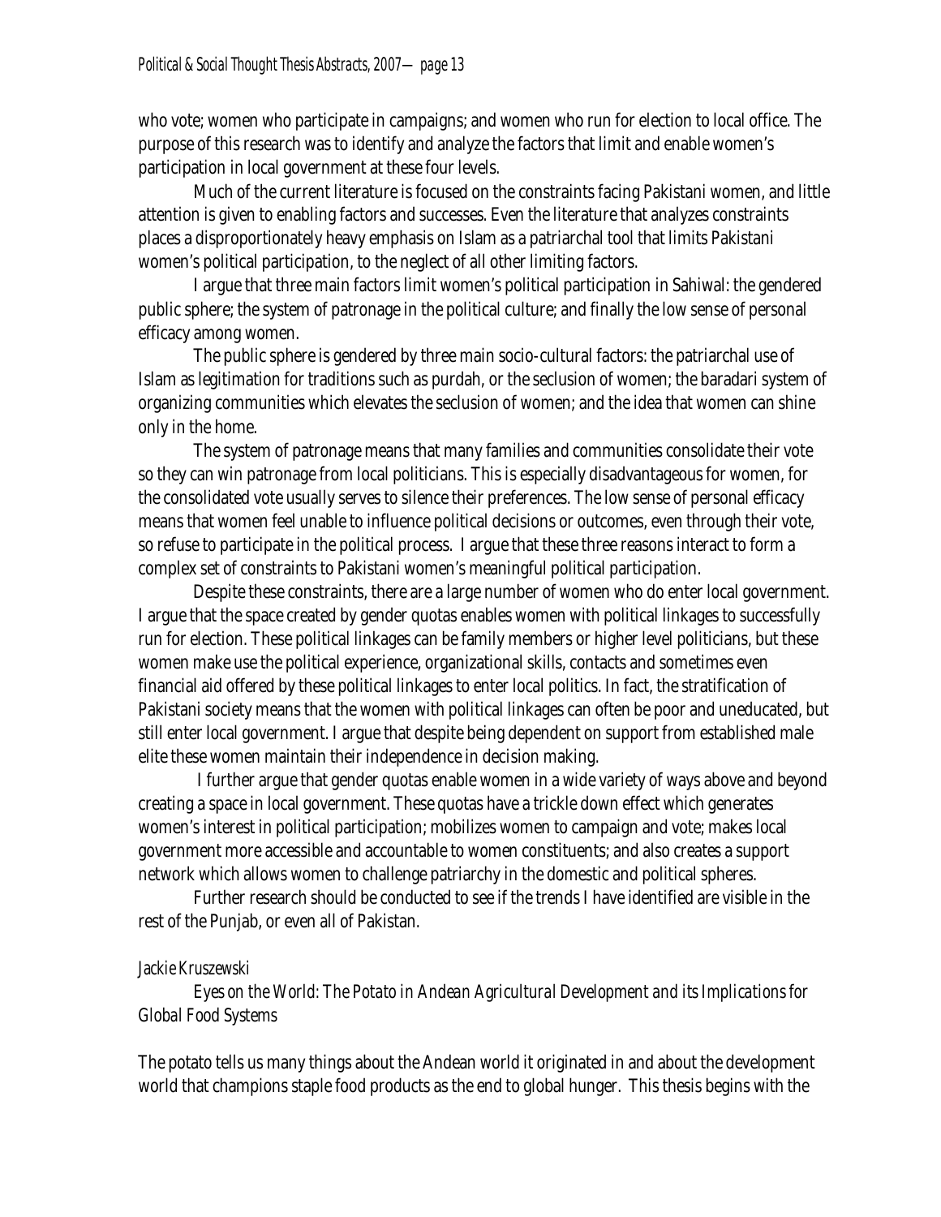who vote; women who participate in campaigns; and women who run for election to local office. The purpose of this research was to identify and analyze the factors that limit and enable women's participation in local government at these four levels.

Much of the current literature is focused on the constraints facing Pakistani women, and little attention is given to enabling factors and successes. Even the literature that analyzes constraints places a disproportionately heavy emphasis on Islam as a patriarchal tool that limits Pakistani women's political participation, to the neglect of all other limiting factors.

I argue that three main factors limit women's political participation in Sahiwal: the gendered public sphere; the system of patronage in the political culture; and finally the low sense of personal efficacy among women.

The public sphere is gendered by three main socio-cultural factors: the patriarchal use of Islam as legitimation for traditions such as purdah, or the seclusion of women; the baradari system of organizing communities which elevates the seclusion of women; and the idea that women can shine only in the home.

The system of patronage means that many families and communities consolidate their vote so they can win patronage from local politicians. This is especially disadvantageous for women, for the consolidated vote usually serves to silence their preferences. The low sense of personal efficacy means that women feel unable to influence political decisions or outcomes, even through their vote, so refuse to participate in the political process. I argue that these three reasons interact to form a complex set of constraints to Pakistani women's meaningful political participation.

Despite these constraints, there are a large number of women who do enter local government. I argue that the space created by gender quotas enables women with political linkages to successfully run for election. These political linkages can be family members or higher level politicians, but these women make use the political experience, organizational skills, contacts and sometimes even financial aid offered by these political linkages to enter local politics. In fact, the stratification of Pakistani society means that the women with political linkages can often be poor and uneducated, but still enter local government. I argue that despite being dependent on support from established male elite these women maintain their independence in decision making.

I further argue that gender quotas enable women in a wide variety of ways above and beyond creating a space in local government. These quotas have a trickle down effect which generates women's interest in political participation; mobilizes women to campaign and vote; makes local government more accessible and accountable to women constituents; and also creates a support network which allows women to challenge patriarchy in the domestic and political spheres.

Further research should be conducted to see if the trends I have identified are visible in the rest of the Punjab, or even all of Pakistan.

*Jackie Kruszewski*

*Eyes on the World: The Potato in Andean Agricultural Development and its Implications for Global Food Systems*

The potato tells us many things about the Andean world it originated in and about the development world that champions staple food products as the end to global hunger. This thesis begins with the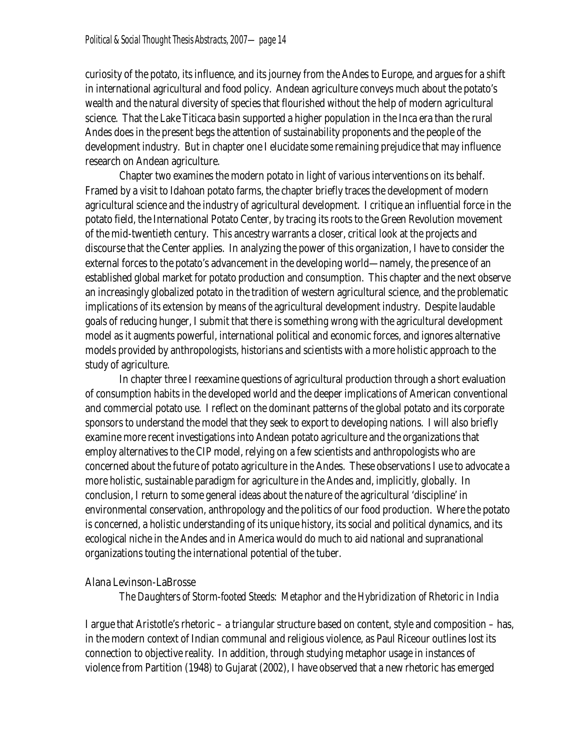curiosity of the potato, its influence, and its journey from the Andes to Europe, and argues for a shift in international agricultural and food policy. Andean agriculture conveys much about the potato's wealth and the natural diversity of species that flourished without the help of modern agricultural science. That the Lake Titicaca basin supported a higher population in the Inca era than the rural Andes does in the present begs the attention of sustainability proponents and the people of the development industry. But in chapter one I elucidate some remaining prejudice that may influence research on Andean agriculture.

Chapter two examines the modern potato in light of various interventions on its behalf. Framed by a visit to Idahoan potato farms, the chapter briefly traces the development of modern agricultural science and the industry of agricultural development. I critique an influential force in the potato field, the International Potato Center, by tracing its roots to the Green Revolution movement of the mid-twentieth century. This ancestry warrants a closer, critical look at the projects and discourse that the Center applies. In analyzing the power of this organization, I have to consider the external forces to the potato's advancement in the developing world—namely, the presence of an established global market for potato production and consumption. This chapter and the next observe an increasingly globalized potato in the tradition of western agricultural science, and the problematic implications of its extension by means of the agricultural development industry. Despite laudable goals of reducing hunger, I submit that there is something wrong with the agricultural development model as it augments powerful, international political and economic forces, and ignores alternative models provided by anthropologists, historians and scientists with a more holistic approach to the study of agriculture.

In chapter three I reexamine questions of agricultural production through a short evaluation of consumption habits in the developed world and the deeper implications of American conventional and commercial potato use. I reflect on the dominant patterns of the global potato and its corporate sponsors to understand the model that they seek to export to developing nations. I will also briefly examine more recent investigations into Andean potato agriculture and the organizations that employ alternatives to the CIP model, relying on a few scientists and anthropologists who are concerned about the future of potato agriculture in the Andes. These observations I use to advocate a more holistic, sustainable paradigm for agriculture in the Andes and, implicitly, globally. In conclusion, I return to some general ideas about the nature of the agricultural 'discipline' in environmental conservation, anthropology and the politics of our food production. Where the potato is concerned, a holistic understanding of its unique history, its social and political dynamics, and its ecological niche in the Andes and in America would do much to aid national and supranational organizations touting the international potential of the tuber.

Alana Levinson-LaBrosse

*The Daughters of Storm-footed Steeds: Metaphor and the Hybridization of Rhetoric in India*

I argue that Aristotle's rhetoric – a triangular structure based on content, style and composition – has, in the modern context of Indian communal and religious violence, as Paul Riceour outlines lost its connection to objective reality. In addition, through studying metaphor usage in instances of violence from Partition (1948) to Gujarat (2002), I have observed that a new rhetoric has emerged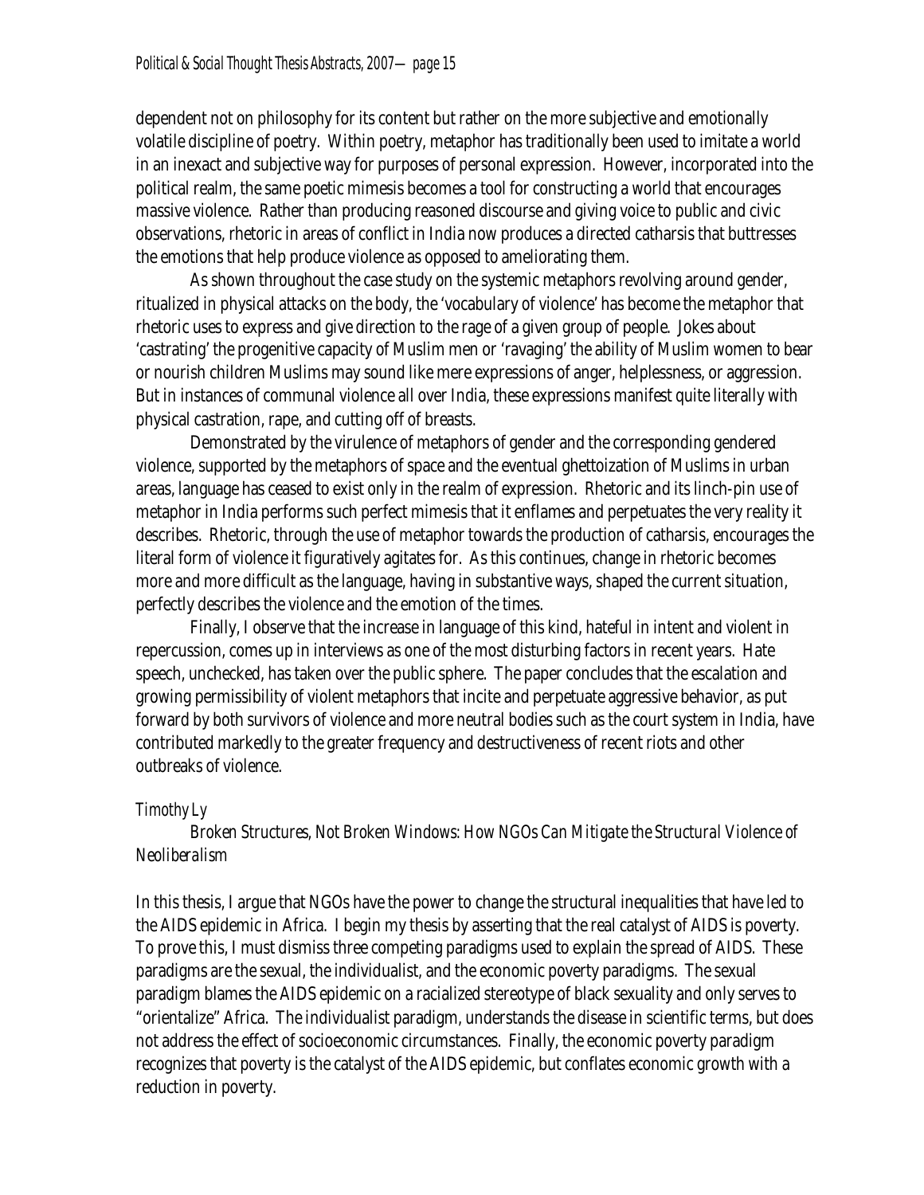dependent not on philosophy for its content but rather on the more subjective and emotionally volatile discipline of poetry. Within poetry, metaphor has traditionally been used to imitate a world in an inexact and subjective way for purposes of personal expression. However, incorporated into the political realm, the same poetic mimesis becomes a tool for constructing a world that encourages massive violence. Rather than producing reasoned discourse and giving voice to public and civic observations, rhetoric in areas of conflict in India now produces a directed catharsis that buttresses the emotions that help produce violence as opposed to ameliorating them.

As shown throughout the case study on the systemic metaphors revolving around gender, ritualized in physical attacks on the body, the 'vocabulary of violence' has become the metaphor that rhetoric uses to express and give direction to the rage of a given group of people. Jokes about 'castrating' the progenitive capacity of Muslim men or 'ravaging' the ability of Muslim women to bear or nourish children Muslims may sound like mere expressions of anger, helplessness, or aggression. But in instances of communal violence all over India, these expressions manifest quite literally with physical castration, rape, and cutting off of breasts.

Demonstrated by the virulence of metaphors of gender and the corresponding gendered violence, supported by the metaphors of space and the eventual ghettoization of Muslims in urban areas, language has ceased to exist only in the realm of expression. Rhetoric and its linch-pin use of metaphor in India performs such perfect mimesis that it enflames and perpetuates the very reality it describes. Rhetoric, through the use of metaphor towards the production of catharsis, encourages the literal form of violence it figuratively agitates for. As this continues, change in rhetoric becomes more and more difficult as the language, having in substantive ways, shaped the current situation, perfectly describes the violence and the emotion of the times.

Finally, I observe that the increase in language of this kind, hateful in intent and violent in repercussion, comes up in interviews as one of the most disturbing factors in recent years. Hate speech, unchecked, has taken over the public sphere. The paper concludes that the escalation and growing permissibility of violent metaphors that incite and perpetuate aggressive behavior, as put forward by both survivors of violence and more neutral bodies such as the court system in India, have contributed markedly to the greater frequency and destructiveness of recent riots and other outbreaks of violence.

*Timothy Ly*

*Broken Structures, Not Broken Windows: How NGOs Can Mitigate the Structural Violence of Neoliberalism*

In this thesis, I argue that NGOs have the power to change the structural inequalities that have led to the AIDS epidemic in Africa. I begin my thesis by asserting that the real catalyst of AIDS is poverty. To prove this, I must dismiss three competing paradigms used to explain the spread of AIDS. These paradigms are the sexual, the individualist, and the economic poverty paradigms. The sexual paradigm blames the AIDS epidemic on a racialized stereotype of black sexuality and only serves to "orientalize" Africa. The individualist paradigm, understands the disease in scientific terms, but does not address the effect of socioeconomic circumstances. Finally, the economic poverty paradigm recognizes that poverty is the catalyst of the AIDS epidemic, but conflates economic growth with a reduction in poverty.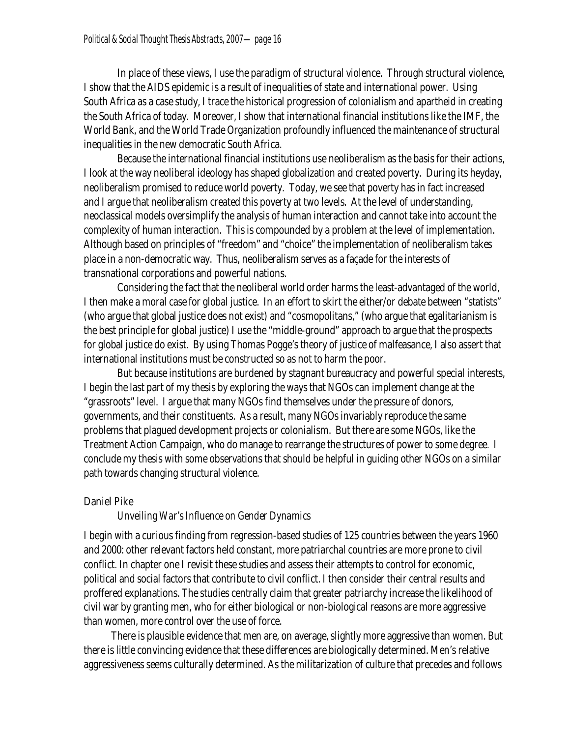In place of these views, I use the paradigm of structural violence. Through structural violence, I show that the AIDS epidemic is a result of inequalities of state and international power. Using South Africa as a case study, I trace the historical progression of colonialism and apartheid in creating the South Africa of today. Moreover, I show that international financial institutions like the IMF, the World Bank, and the World Trade Organization profoundly influenced the maintenance of structural inequalities in the new democratic South Africa.

Because the international financial institutions use neoliberalism as the basis for their actions, I look at the way neoliberal ideology has shaped globalization and created poverty. During its heyday, neoliberalism promised to reduce world poverty. Today, we see that poverty has in fact increased and I argue that neoliberalism created this poverty at two levels. At the level of understanding, neoclassical models oversimplify the analysis of human interaction and cannot take into account the complexity of human interaction. This is compounded by a problem at the level of implementation. Although based on principles of "freedom" and "choice" the implementation of neoliberalism takes place in a non-democratic way. Thus, neoliberalism serves as a façade for the interests of transnational corporations and powerful nations.

Considering the fact that the neoliberal world order harms the least-advantaged of the world, I then make a moral case for global justice. In an effort to skirt the either/or debate between "statists" (who argue that global justice does not exist) and "cosmopolitans," (who argue that egalitarianism is the best principle for global justice) I use the "middle-ground" approach to argue that the prospects for global justice do exist. By using Thomas Pogge's theory of justice of malfeasance, I also assert that international institutions must be constructed so as not to harm the poor.

But because institutions are burdened by stagnant bureaucracy and powerful special interests, I begin the last part of my thesis by exploring the ways that NGOs can implement change at the "grassroots" level. I argue that many NGOs find themselves under the pressure of donors, governments, and their constituents. As a result, many NGOs invariably reproduce the same problems that plagued development projects or colonialism. But there are some NGOs, like the Treatment Action Campaign, who do manage to rearrange the structures of power to some degree. I conclude my thesis with some observations that should be helpful in guiding other NGOs on a similar path towards changing structural violence.

Daniel Pike

*Unveiling War's Influence on Gender Dynamics*

I begin with a curious finding from regression-based studies of 125 countries between the years 1960 and 2000: other relevant factors held constant, more patriarchal countries are more prone to civil conflict. In chapter one I revisit these studies and assess their attempts to control for economic, political and social factors that contribute to civil conflict. I then consider their central results and proffered explanations. The studies centrally claim that greater patriarchy increase the likelihood of civil war by granting men, who for either biological or non-biological reasons are more aggressive than women, more control over the use of force.

There is plausible evidence that men are, on average, slightly more aggressive than women. But there is little convincing evidence that these differences are biologically determined. Men's relative aggressiveness seems culturally determined. As the militarization of culture that precedes and follows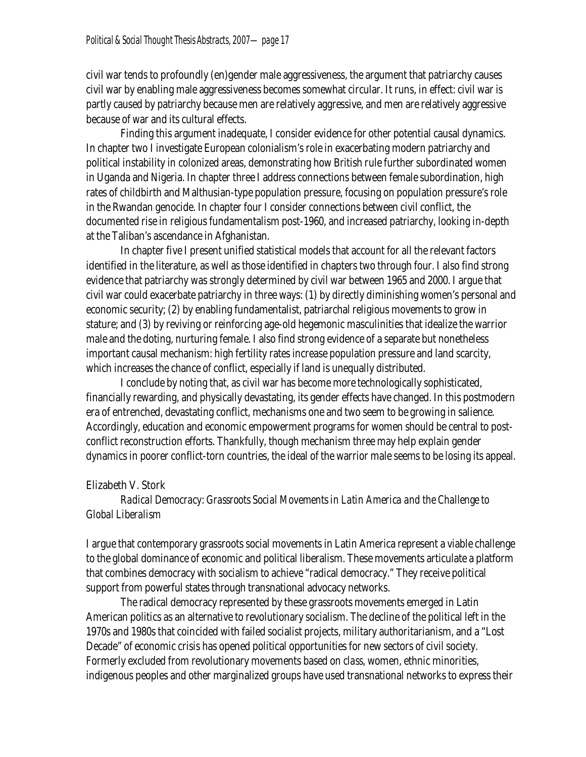civil war tends to profoundly (en)gender male aggressiveness, the argument that patriarchy causes civil war by enabling male aggressiveness becomes somewhat circular. It runs, in effect: civil war is partly caused by patriarchy because men are relatively aggressive, and men are relatively aggressive because of war and its cultural effects.

Finding this argument inadequate, I consider evidence for other potential causal dynamics. In chapter two I investigate European colonialism's role in exacerbating modern patriarchy and political instability in colonized areas, demonstrating how British rule further subordinated women in Uganda and Nigeria. In chapter three I address connections between female subordination, high rates of childbirth and Malthusian-type population pressure, focusing on population pressure's role in the Rwandan genocide. In chapter four I consider connections between civil conflict, the documented rise in religious fundamentalism post-1960, and increased patriarchy, looking in-depth at the Taliban's ascendance in Afghanistan.

In chapter five I present unified statistical models that account for all the relevant factors identified in the literature, as well as those identified in chapters two through four. I also find strong evidence that patriarchy was strongly determined by civil war between 1965 and 2000. I argue that civil war could exacerbate patriarchy in three ways: (1) by directly diminishing women's personal and economic security; (2) by enabling fundamentalist, patriarchal religious movements to grow in stature; and (3) by reviving or reinforcing age-old hegemonic masculinities that idealize the warrior male and the doting, nurturing female. I also find strong evidence of a separate but nonetheless important causal mechanism: high fertility rates increase population pressure and land scarcity, which increases the chance of conflict, especially if land is unequally distributed.

I conclude by noting that, as civil war has become more technologically sophisticated, financially rewarding, and physically devastating, its gender effects have changed. In this postmodern era of entrenched, devastating conflict, mechanisms one and two seem to be growing in salience. Accordingly, education and economic empowerment programs for women should be central to post-conflict reconstruction efforts. Thankfully, though mechanism three may help explain gender dynamics in poorer conflict-torn countries, the ideal of the warrior male seems to be losing its appeal.

Elizabeth V. Stork

*Radical Democracy: Grassroots Social Movements in Latin America and the Challenge to Global Liberalism*

I argue that contemporary grassroots social movements in Latin America represent a viable challenge to the global dominance of economic and political liberalism. These movements articulate a platform that combines democracy with socialism to achieve "radical democracy." They receive political support from powerful states through transnational advocacy networks.

The radical democracy represented by these grassroots movements emerged in Latin American politics as an alternative to revolutionary socialism. The decline of the political left in the 1970s and 1980s that coincided with failed socialist projects, military authoritarianism, and a "Lost Decade" of economic crisis has opened political opportunities for new sectors of civil society. Formerly excluded from revolutionary movements based on class, women, ethnic minorities, indigenous peoples and other marginalized groups have used transnational networks to express their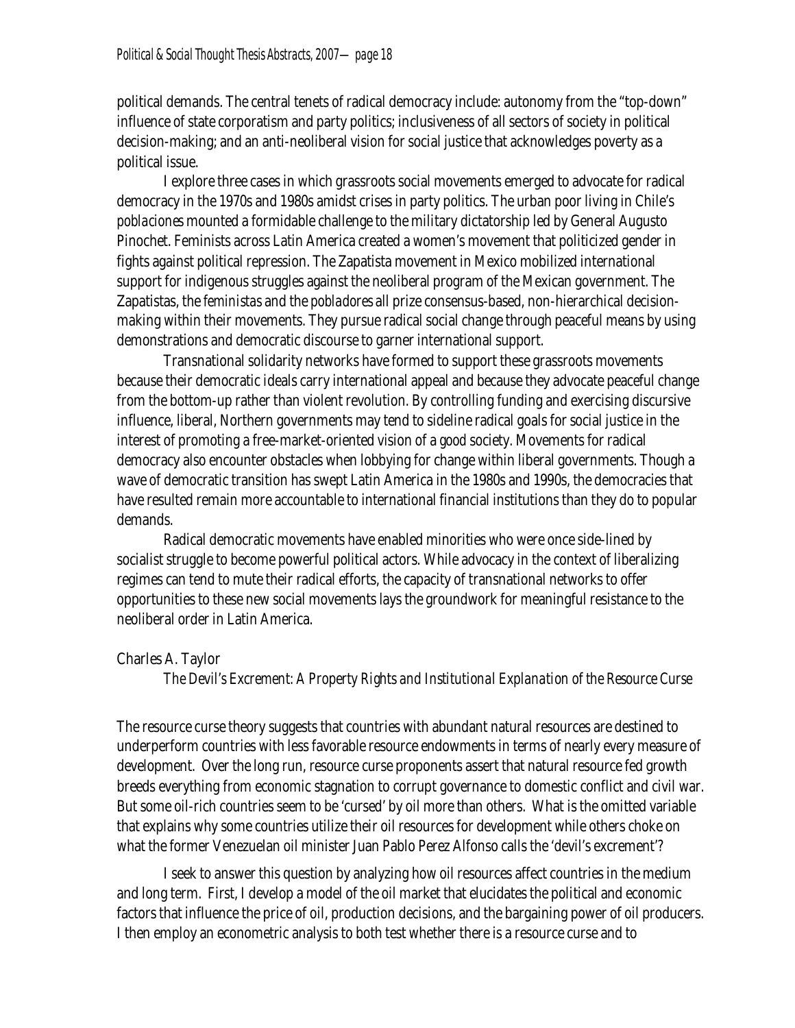political demands. The central tenets of radical democracy include: autonomy from the "top-down" influence of state corporatism and party politics; inclusiveness of all sectors of society in political decision-making; and an anti-neoliberal vision for social justice that acknowledges poverty as a political issue.

I explore three cases in which grassroots social movements emerged to advocate for radical democracy in the 1970s and 1980s amidst crises in party politics. The urban poor living in Chile's *poblaciones* mounted a formidable challenge to the military dictatorship led by General Augusto Pinochet. Feminists across Latin America created a women's movement that politicized gender in fights against political repression. The Zapatista movement in Mexico mobilized international support for indigenous struggles against the neoliberal program of the Mexican government. The Zapatistas, the *feministas* and the *pobladores* all prize consensus-based, non-hierarchical decision-making within their movements. They pursue radical social change through peaceful means by using demonstrations and democratic discourse to garner international support.

Transnational solidarity networks have formed to support these grassroots movements because their democratic ideals carry international appeal and because they advocate peaceful change from the bottom-up rather than violent revolution. By controlling funding and exercising discursive influence, liberal, Northern governments may tend to sideline radical goals for social justice in the interest of promoting a free-market-oriented vision of a good society. Movements for radical democracy also encounter obstacles when lobbying for change within liberal governments. Though a wave of democratic transition has swept Latin America in the 1980s and 1990s, the democracies that have resulted remain more accountable to international financial institutions than they do to popular demands.

Radical democratic movements have enabled minorities who were once side-lined by socialist struggle to become powerful political actors. While advocacy in the context of liberalizing regimes can tend to mute their radical efforts, the capacity of transnational networks to offer opportunities to these new social movements lays the groundwork for meaningful resistance to the neoliberal order in Latin America.

Charles A. Taylor

*The Devil's Excrement: A Property Rights and Institutional Explanation of the Resource Curse*

The resource curse theory suggests that countries with abundant natural resources are destined to underperform countries with less favorable resource endowments in terms of nearly every measure of development. Over the long run, resource curse proponents assert that natural resource fed growth breeds everything from economic stagnation to corrupt governance to domestic conflict and civil war. But some oil-rich countries seem to be 'cursed' by oil more than others. What is the omitted variable that explains why some countries utilize their oil resources for development while others choke on what the former Venezuelan oil minister Juan Pablo Perez Alfonso calls the 'devil's excrement'?

I seek to answer this question by analyzing how oil resources affect countries in the medium and long term. First, I develop a model of the oil market that elucidates the political and economic factors that influence the price of oil, production decisions, and the bargaining power of oil producers. I then employ an econometric analysis to both test whether there is a resource curse and to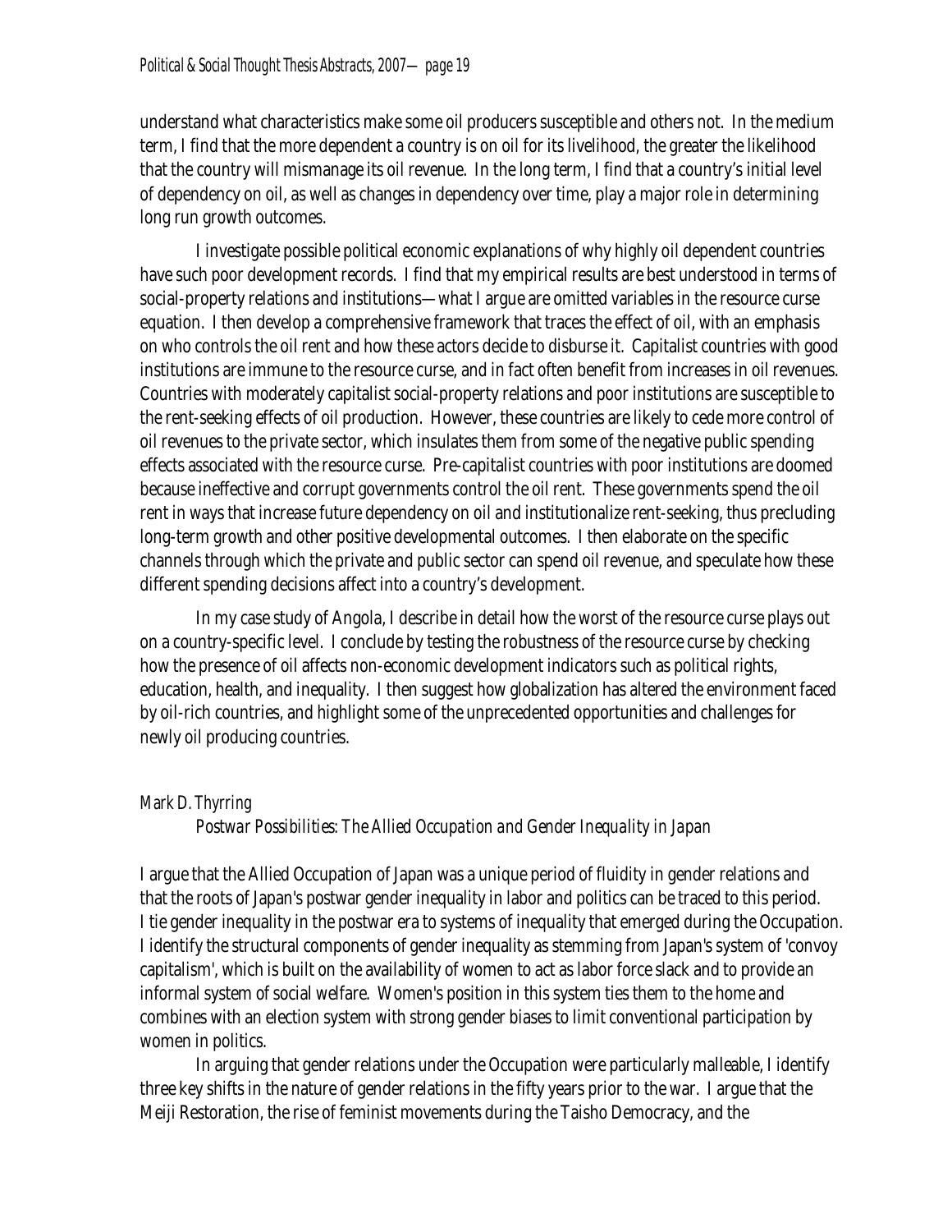understand what characteristics make some oil producers susceptible and others not. In the medium term, I find that the more dependent a country is on oil for its livelihood, the greater the likelihood that the country will mismanage its oil revenue. In the long term, I find that a country's initial level of dependency on oil, as well as changes in dependency over time, play a major role in determining long run growth outcomes.

I investigate possible political economic explanations of why highly oil dependent countries have such poor development records. I find that my empirical results are best understood in terms of social-property relations and institutions—what I argue are omitted variables in the resource curse equation. I then develop a comprehensive framework that traces the effect of oil, with an emphasis on who controls the oil rent and how these actors decide to disburse it. Capitalist countries with good institutions are immune to the resource curse, and in fact often benefit from increases in oil revenues. Countries with moderately capitalist social-property relations and poor institutions are susceptible to the rent-seeking effects of oil production. However, these countries are likely to cede more control of oil revenues to the private sector, which insulates them from some of the negative public spending effects associated with the resource curse. Pre-capitalist countries with poor institutions are doomed because ineffective and corrupt governments control the oil rent. These governments spend the oil rent in ways that increase future dependency on oil and institutionalize rent-seeking, thus precluding long-term growth and other positive developmental outcomes. I then elaborate on the specific channels through which the private and public sector can spend oil revenue, and speculate how these different spending decisions affect into a country's development.

In my case study of Angola, I describe in detail how the worst of the resource curse plays out on a country-specific level. I conclude by testing the robustness of the resource curse by checking how the presence of oil affects non-economic development indicators such as political rights, education, health, and inequality. I then suggest how globalization has altered the environment faced by oil-rich countries, and highlight some of the unprecedented opportunities and challenges for newly oil producing countries.

*Mark D. Thyrring*

*Postwar Possibilities: The Allied Occupation and Gender Inequality in Japan*

I argue that the Allied Occupation of Japan was a unique period of fluidity in gender relations and that the roots of Japan's postwar gender inequality in labor and politics can be traced to this period. I tie gender inequality in the postwar era to systems of inequality that emerged during the Occupation. I identify the structural components of gender inequality as stemming from Japan's system of 'convoy capitalism', which is built on the availability of women to act as labor force slack and to provide an informal system of social welfare. Women's position in this system ties them to the home and combines with an election system with strong gender biases to limit conventional participation by women in politics.

In arguing that gender relations under the Occupation were particularly malleable, I identify three key shifts in the nature of gender relations in the fifty years prior to the war. I argue that the Meiji Restoration, the rise of feminist movements during the Taisho Democracy, and the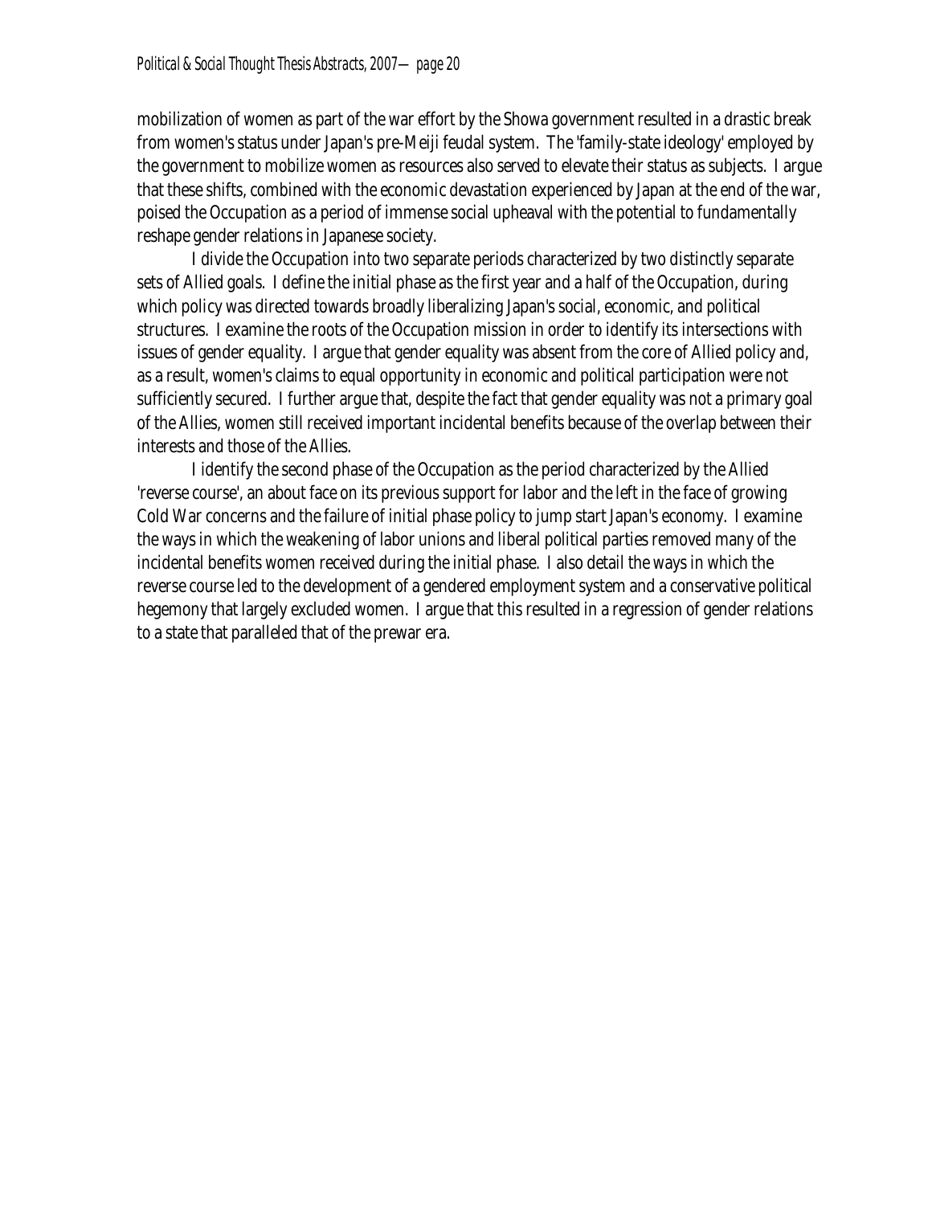mobilization of women as part of the war effort by the Showa government resulted in a drastic break from women's status under Japan's pre-Meiji feudal system. The 'family-state ideology' employed by the government to mobilize women as resources also served to elevate their status as subjects. I argue that these shifts, combined with the economic devastation experienced by Japan at the end of the war, poised the Occupation as a period of immense social upheaval with the potential to fundamentally reshape gender relations in Japanese society.

I divide the Occupation into two separate periods characterized by two distinctly separate sets of Allied goals. I define the initial phase as the first year and a half of the Occupation, during which policy was directed towards broadly liberalizing Japan's social, economic, and political structures. I examine the roots of the Occupation mission in order to identify its intersections with issues of gender equality. I argue that gender equality was absent from the core of Allied policy and, as a result, women's claims to equal opportunity in economic and political participation were not sufficiently secured. I further argue that, despite the fact that gender equality was not a primary goal of the Allies, women still received important incidental benefits because of the overlap between their interests and those of the Allies.

I identify the second phase of the Occupation as the period characterized by the Allied 'reverse course', an about face on its previous support for labor and the left in the face of growing Cold War concerns and the failure of initial phase policy to jump start Japan's economy. I examine the ways in which the weakening of labor unions and liberal political parties removed many of the incidental benefits women received during the initial phase. I also detail the ways in which the reverse course led to the development of a gendered employment system and a conservative political hegemony that largely excluded women. I argue that this resulted in a regression of gender relations to a state that paralleled that of the prewar era.